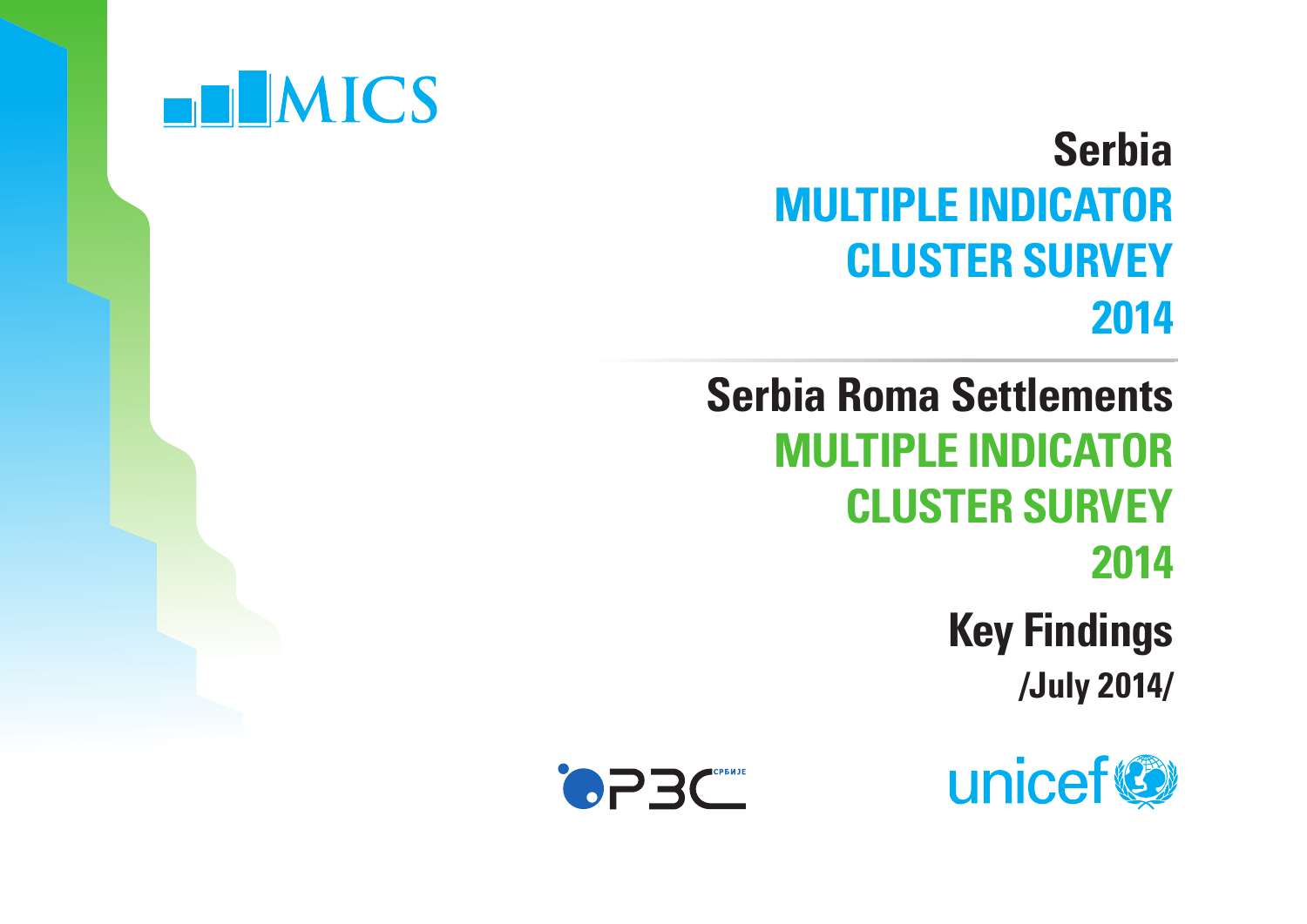MICS

# Serbia
# MULTIPLE INDICATOR CLUSTER SURVEY 2014

# Serbia Roma Settlements
# MULTIPLE INDICATOR CLUSTER SURVEY 2014

## Key Findings

**/July 2014/**

РЗС СРБИЈЕ

unicef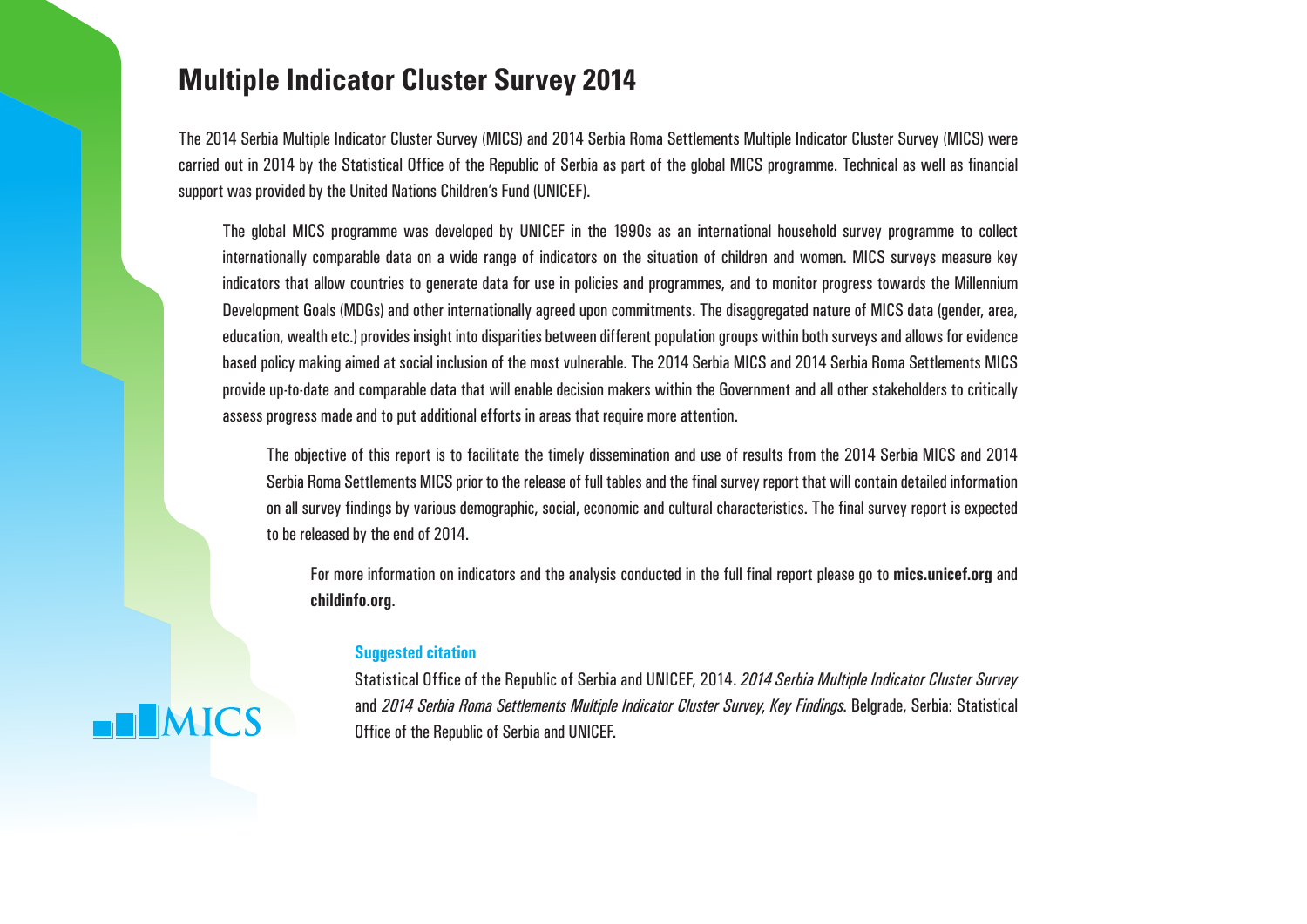# Multiple Indicator Cluster Survey 2014

The 2014 Serbia Multiple Indicator Cluster Survey (MICS) and 2014 Serbia Roma Settlements Multiple Indicator Cluster Survey (MICS) were carried out in 2014 by the Statistical Office of the Republic of Serbia as part of the global MICS programme. Technical as well as financial support was provided by the United Nations Children's Fund (UNICEF).

The global MICS programme was developed by UNICEF in the 1990s as an international household survey programme to collect internationally comparable data on a wide range of indicators on the situation of children and women. MICS surveys measure key indicators that allow countries to generate data for use in policies and programmes, and to monitor progress towards the Millennium Development Goals (MDGs) and other internationally agreed upon commitments. The disaggregated nature of MICS data (gender, area, education, wealth etc.) provides insight into disparities between different population groups within both surveys and allows for evidence based policy making aimed at social inclusion of the most vulnerable. The 2014 Serbia MICS and 2014 Serbia Roma Settlements MICS provide up-to-date and comparable data that will enable decision makers within the Government and all other stakeholders to critically assess progress made and to put additional efforts in areas that require more attention.

The objective of this report is to facilitate the timely dissemination and use of results from the 2014 Serbia MICS and 2014 Serbia Roma Settlements MICS prior to the release of full tables and the final survey report that will contain detailed information on all survey findings by various demographic, social, economic and cultural characteristics. The final survey report is expected to be released by the end of 2014.

For more information on indicators and the analysis conducted in the full final report please go to **mics.unicef.org** and **childinfo.org**.

**Suggested citation**

Statistical Office of the Republic of Serbia and UNICEF, 2014. *2014 Serbia Multiple Indicator Cluster Survey* and *2014 Serbia Roma Settlements Multiple Indicator Cluster Survey*, *Key Findings*. Belgrade, Serbia: Statistical Office of the Republic of Serbia and UNICEF.

MICS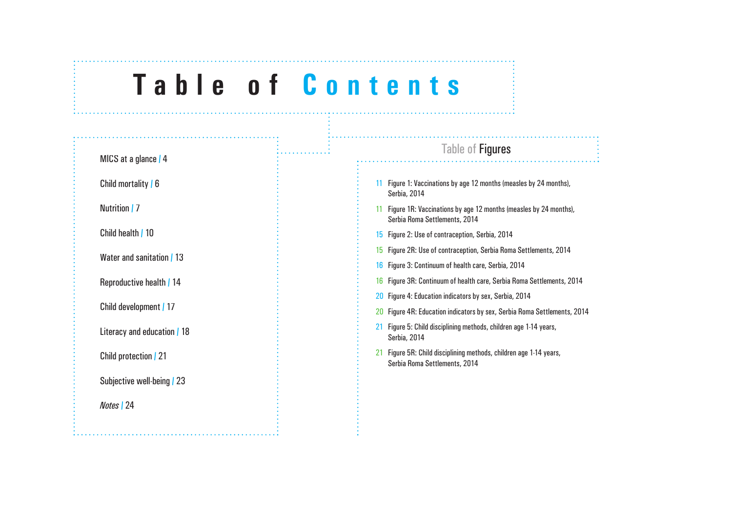# Table of Contents

MICS at a glance | 4

Child mortality | 6

Nutrition | 7

Child health | 10

Water and sanitation | 13

Reproductive health | 14

Child development | 17

Literacy and education | 18

Child protection | 21

Subjective well-being | 23

*Notes* | 24

## Table of Figures

11 Figure 1: Vaccinations by age 12 months (measles by 24 months), Serbia, 2014

11 Figure 1R: Vaccinations by age 12 months (measles by 24 months), Serbia Roma Settlements, 2014

15 Figure 2: Use of contraception, Serbia, 2014

15 Figure 2R: Use of contraception, Serbia Roma Settlements, 2014

16 Figure 3: Continuum of health care, Serbia, 2014

16 Figure 3R: Continuum of health care, Serbia Roma Settlements, 2014

20 Figure 4: Education indicators by sex, Serbia, 2014

20 Figure 4R: Education indicators by sex, Serbia Roma Settlements, 2014

21 Figure 5: Child disciplining methods, children age 1-14 years, Serbia, 2014

21 Figure 5R: Child disciplining methods, children age 1-14 years, Serbia Roma Settlements, 2014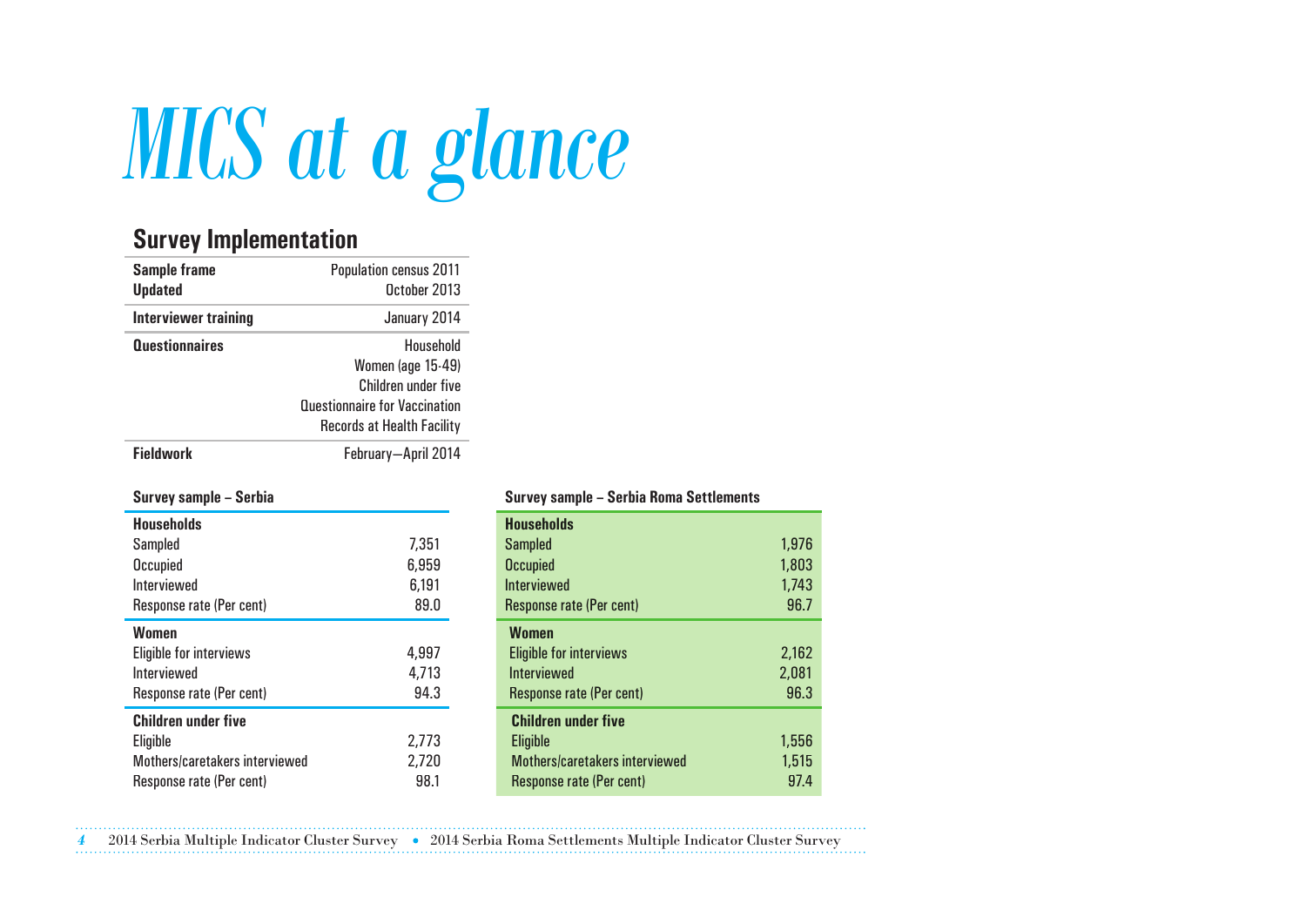# MICS at a glance

## Survey Implementation

| | |
|---|---|
| **Sample frame** | Population census 2011 |
| **Updated** | October 2013 |
| **Interviewer training** | January 2014 |
| **Questionnaires** | Household<br>Women (age 15-49)<br>Children under five<br>Questionnaire for Vaccination Records at Health Facility |
| **Fieldwork** | February—April 2014 |

### Survey sample – Serbia

| | |
|---|---|
| **Households** | |
| Sampled | 7,351 |
| Occupied | 6,959 |
| Interviewed | 6,191 |
| Response rate (Per cent) | 89.0 |
| **Women** | |
| Eligible for interviews | 4,997 |
| Interviewed | 4,713 |
| Response rate (Per cent) | 94.3 |
| **Children under five** | |
| Eligible | 2,773 |
| Mothers/caretakers interviewed | 2,720 |
| Response rate (Per cent) | 98.1 |

### Survey sample – Serbia Roma Settlements

| | |
|---|---|
| **Households** | |
| Sampled | 1,976 |
| Occupied | 1,803 |
| Interviewed | 1,743 |
| Response rate (Per cent) | 96.7 |
| **Women** | |
| Eligible for interviews | 2,162 |
| Interviewed | 2,081 |
| Response rate (Per cent) | 96.3 |
| **Children under five** | |
| Eligible | 1,556 |
| Mothers/caretakers interviewed | 1,515 |
| Response rate (Per cent) | 97.4 |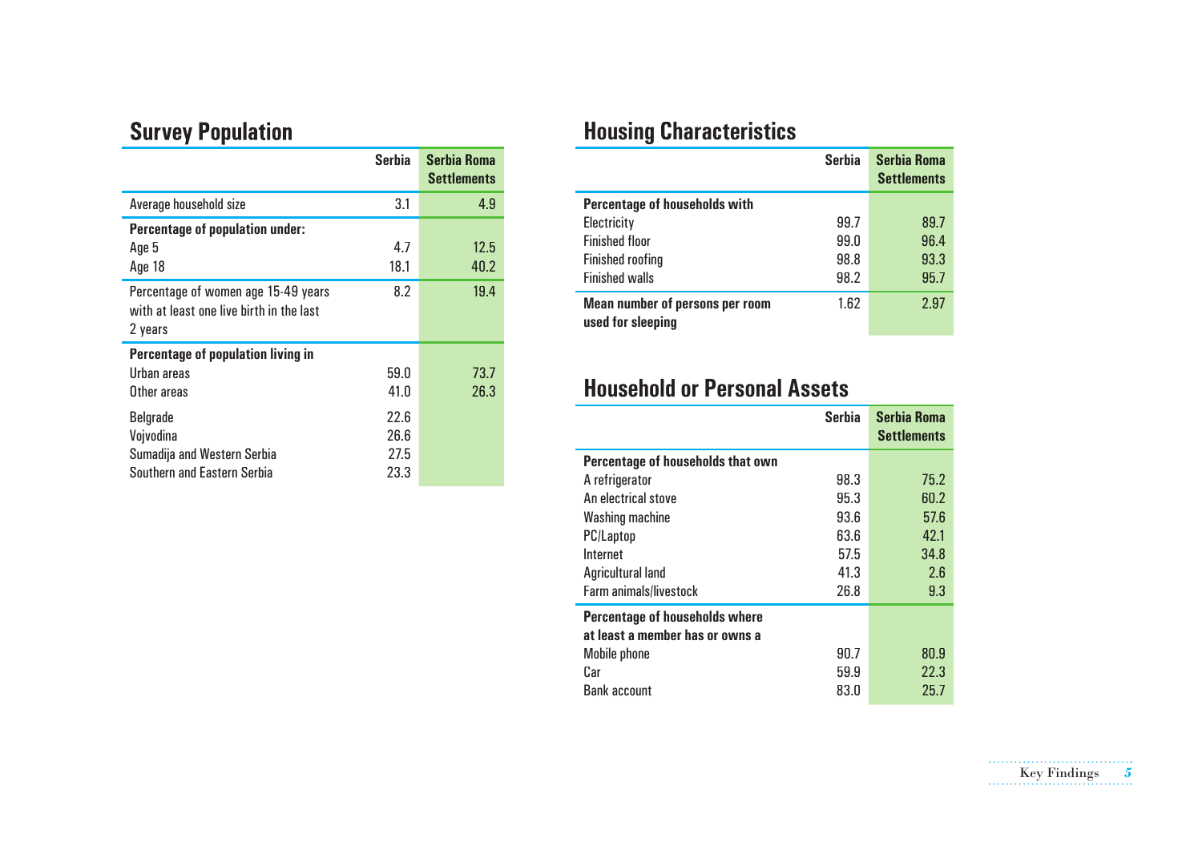## Survey Population

| | Serbia | Serbia Roma Settlements |
|---|---|---|
| Average household size | 3.1 | 4.9 |
| **Percentage of population under:** | | |
| Age 5 | 4.7 | 12.5 |
| Age 18 | 18.1 | 40.2 |
| Percentage of women age 15-49 years with at least one live birth in the last 2 years | 8.2 | 19.4 |
| **Percentage of population living in** | | |
| Urban areas | 59.0 | 73.7 |
| Other areas | 41.0 | 26.3 |
| Belgrade | 22.6 | |
| Vojvodina | 26.6 | |
| Sumadija and Western Serbia | 27.5 | |
| Southern and Eastern Serbia | 23.3 | |

## Housing Characteristics

| | Serbia | Serbia Roma Settlements |
|---|---|---|
| **Percentage of households with** | | |
| Electricity | 99.7 | 89.7 |
| Finished floor | 99.0 | 96.4 |
| Finished roofing | 98.8 | 93.3 |
| Finished walls | 98.2 | 95.7 |
| **Mean number of persons per room used for sleeping** | 1.62 | 2.97 |

## Household or Personal Assets

| | Serbia | Serbia Roma Settlements |
|---|---|---|
| **Percentage of households that own** | | |
| A refrigerator | 98.3 | 75.2 |
| An electrical stove | 95.3 | 60.2 |
| Washing machine | 93.6 | 57.6 |
| PC/Laptop | 63.6 | 42.1 |
| Internet | 57.5 | 34.8 |
| Agricultural land | 41.3 | 2.6 |
| Farm animals/livestock | 26.8 | 9.3 |
| **Percentage of households where at least a member has or owns a** | | |
| Mobile phone | 90.7 | 80.9 |
| Car | 59.9 | 22.3 |
| Bank account | 83.0 | 25.7 |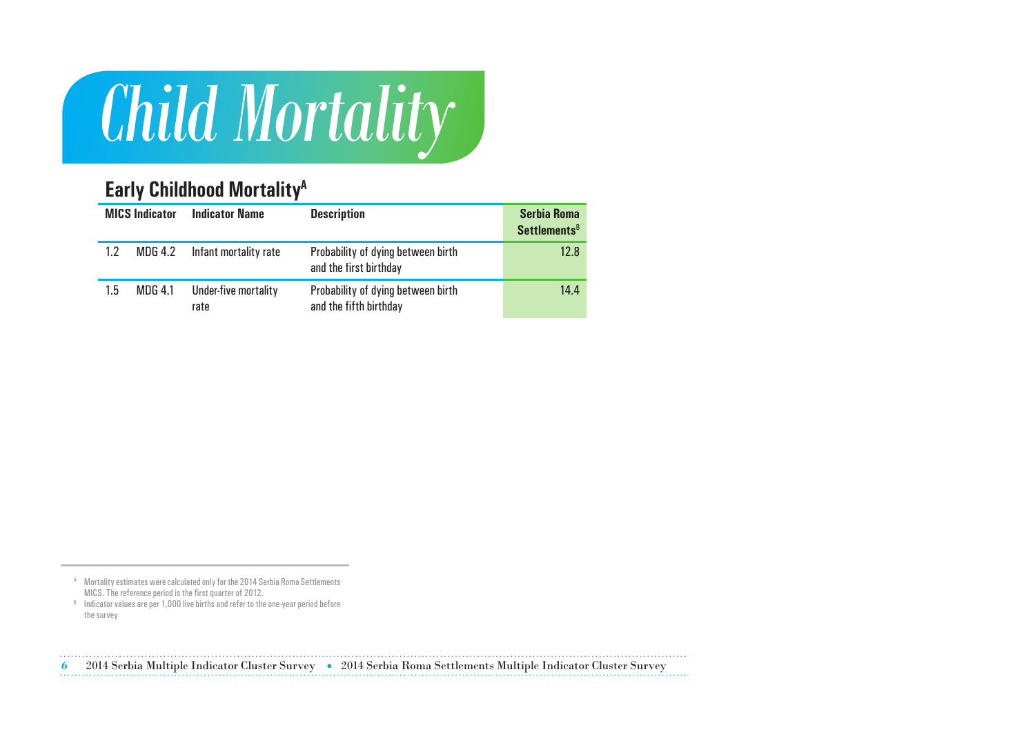# Child Mortality

## Early Childhood Mortality[A]

| MICS Indicator | | Indicator Name | Description | Serbia Roma Settlements[B] |
|---|---|---|---|---|
| 1.2 | MDG 4.2 | Infant mortality rate | Probability of dying between birth and the first birthday | 12.8 |
| 1.5 | MDG 4.1 | Under-five mortality rate | Probability of dying between birth and the fifth birthday | 14.4 |

[A] Mortality estimates were calculated only for the 2014 Serbia Roma Settlements MICS. The reference period is the first quarter of 2012.

[B] Indicator values are per 1,000 live births and refer to the one-year period before the survey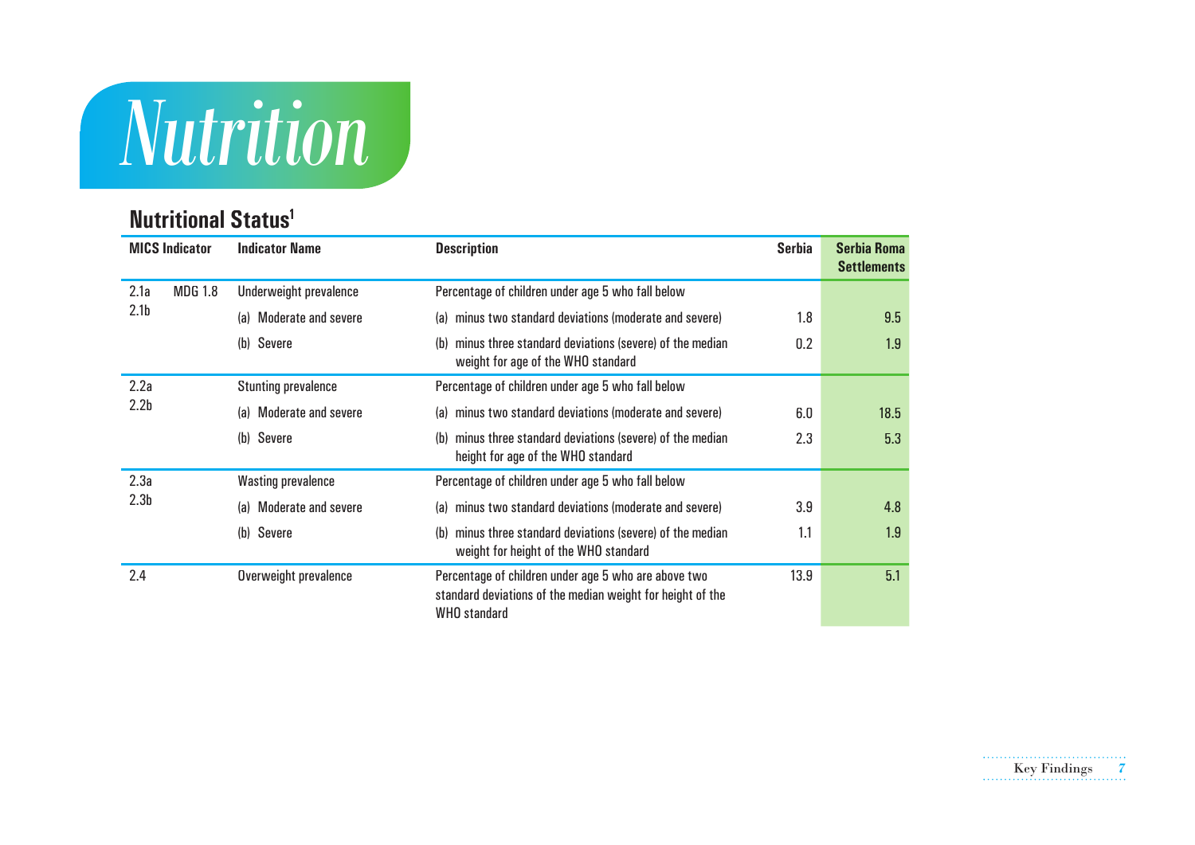# Nutrition

## Nutritional Status[1]

| MICS Indicator | | Indicator Name | Description | Serbia | Serbia Roma Settlements |
|---|---|---|---|---|---|
| 2.1a<br>2.1b | MDG 1.8 | Underweight prevalence | Percentage of children under age 5 who fall below | | |
| | | (a) Moderate and severe | (a) minus two standard deviations (moderate and severe) | 1.8 | 9.5 |
| | | (b) Severe | (b) minus three standard deviations (severe) of the median weight for age of the WHO standard | 0.2 | 1.9 |
| 2.2a<br>2.2b | | Stunting prevalence | Percentage of children under age 5 who fall below | | |
| | | (a) Moderate and severe | (a) minus two standard deviations (moderate and severe) | 6.0 | 18.5 |
| | | (b) Severe | (b) minus three standard deviations (severe) of the median height for age of the WHO standard | 2.3 | 5.3 |
| 2.3a<br>2.3b | | Wasting prevalence | Percentage of children under age 5 who fall below | | |
| | | (a) Moderate and severe | (a) minus two standard deviations (moderate and severe) | 3.9 | 4.8 |
| | | (b) Severe | (b) minus three standard deviations (severe) of the median weight for height of the WHO standard | 1.1 | 1.9 |
| 2.4 | | Overweight prevalence | Percentage of children under age 5 who are above two standard deviations of the median weight for height of the WHO standard | 13.9 | 5.1 |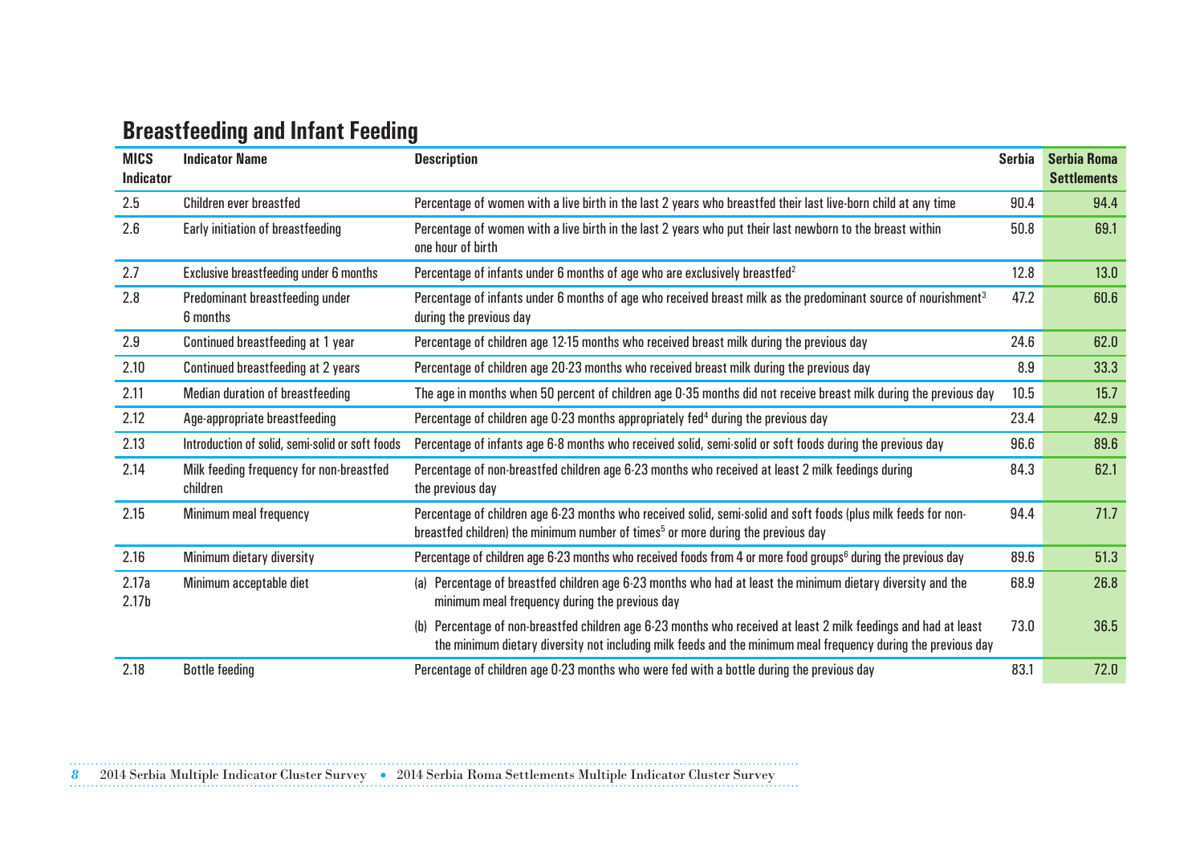## Breastfeeding and Infant Feeding

| MICS Indicator | Indicator Name | Description | Serbia | Serbia Roma Settlements |
|---|---|---|---|---|
| 2.5 | Children ever breastfed | Percentage of women with a live birth in the last 2 years who breastfed their last live-born child at any time | 90.4 | 94.4 |
| 2.6 | Early initiation of breastfeeding | Percentage of women with a live birth in the last 2 years who put their last newborn to the breast within one hour of birth | 50.8 | 69.1 |
| 2.7 | Exclusive breastfeeding under 6 months | Percentage of infants under 6 months of age who are exclusively breastfed[2] | 12.8 | 13.0 |
| 2.8 | Predominant breastfeeding under 6 months | Percentage of infants under 6 months of age who received breast milk as the predominant source of nourishment[3] during the previous day | 47.2 | 60.6 |
| 2.9 | Continued breastfeeding at 1 year | Percentage of children age 12-15 months who received breast milk during the previous day | 24.6 | 62.0 |
| 2.10 | Continued breastfeeding at 2 years | Percentage of children age 20-23 months who received breast milk during the previous day | 8.9 | 33.3 |
| 2.11 | Median duration of breastfeeding | The age in months when 50 percent of children age 0-35 months did not receive breast milk during the previous day | 10.5 | 15.7 |
| 2.12 | Age-appropriate breastfeeding | Percentage of children age 0-23 months appropriately fed[4] during the previous day | 23.4 | 42.9 |
| 2.13 | Introduction of solid, semi-solid or soft foods | Percentage of infants age 6-8 months who received solid, semi-solid or soft foods during the previous day | 96.6 | 89.6 |
| 2.14 | Milk feeding frequency for non-breastfed children | Percentage of non-breastfed children age 6-23 months who received at least 2 milk feedings during the previous day | 84.3 | 62.1 |
| 2.15 | Minimum meal frequency | Percentage of children age 6-23 months who received solid, semi-solid and soft foods (plus milk feeds for non-breastfed children) the minimum number of times[5] or more during the previous day | 94.4 | 71.7 |
| 2.16 | Minimum dietary diversity | Percentage of children age 6-23 months who received foods from 4 or more food groups[6] during the previous day | 89.6 | 51.3 |
| 2.17a | Minimum acceptable diet | (a) Percentage of breastfed children age 6-23 months who had at least the minimum dietary diversity and the minimum meal frequency during the previous day | 68.9 | 26.8 |
| 2.17b | | (b) Percentage of non-breastfed children age 6-23 months who received at least 2 milk feedings and had at least the minimum dietary diversity not including milk feeds and the minimum meal frequency during the previous day | 73.0 | 36.5 |
| 2.18 | Bottle feeding | Percentage of children age 0-23 months who were fed with a bottle during the previous day | 83.1 | 72.0 |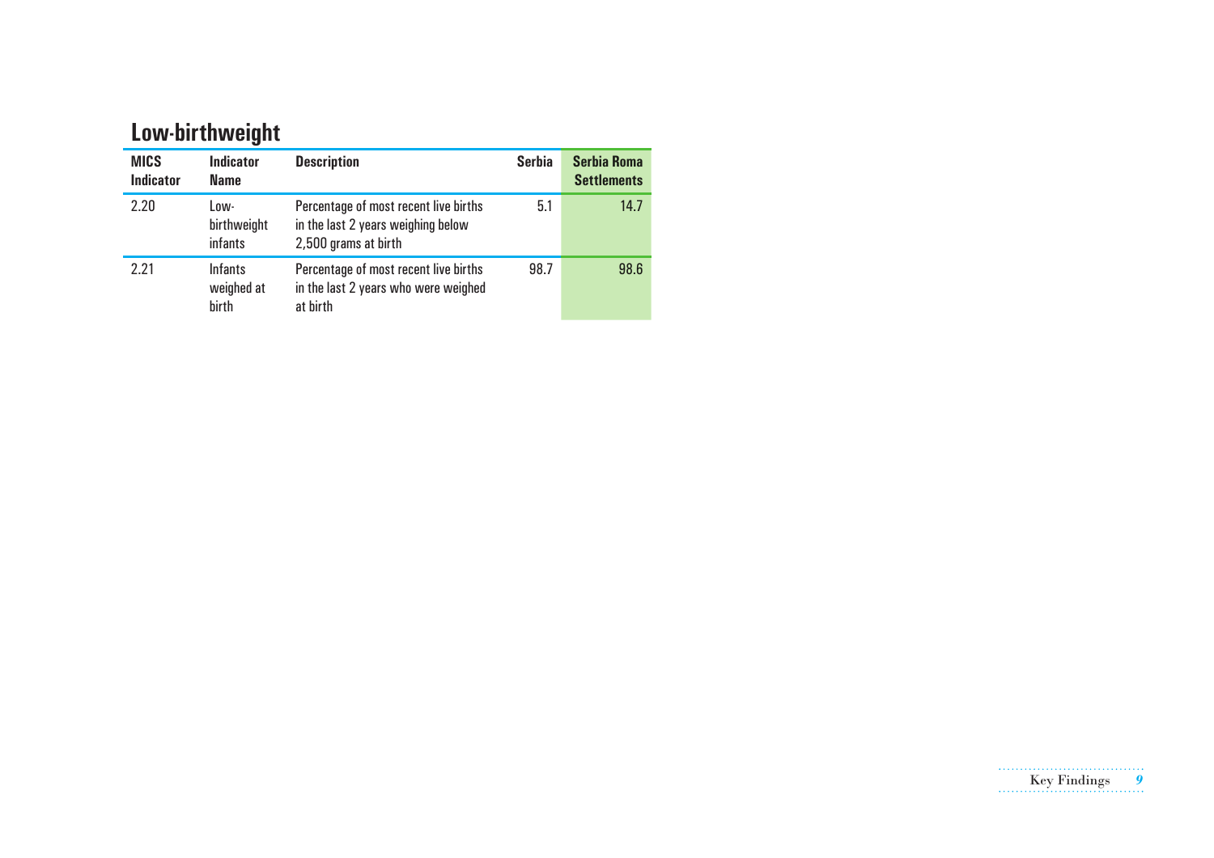## Low-birthweight

| MICS Indicator | Indicator Name | Description | Serbia | Serbia Roma Settlements |
|---|---|---|---|---|
| 2.20 | Low-birthweight infants | Percentage of most recent live births in the last 2 years weighing below 2,500 grams at birth | 5.1 | 14.7 |
| 2.21 | Infants weighed at birth | Percentage of most recent live births in the last 2 years who were weighed at birth | 98.7 | 98.6 |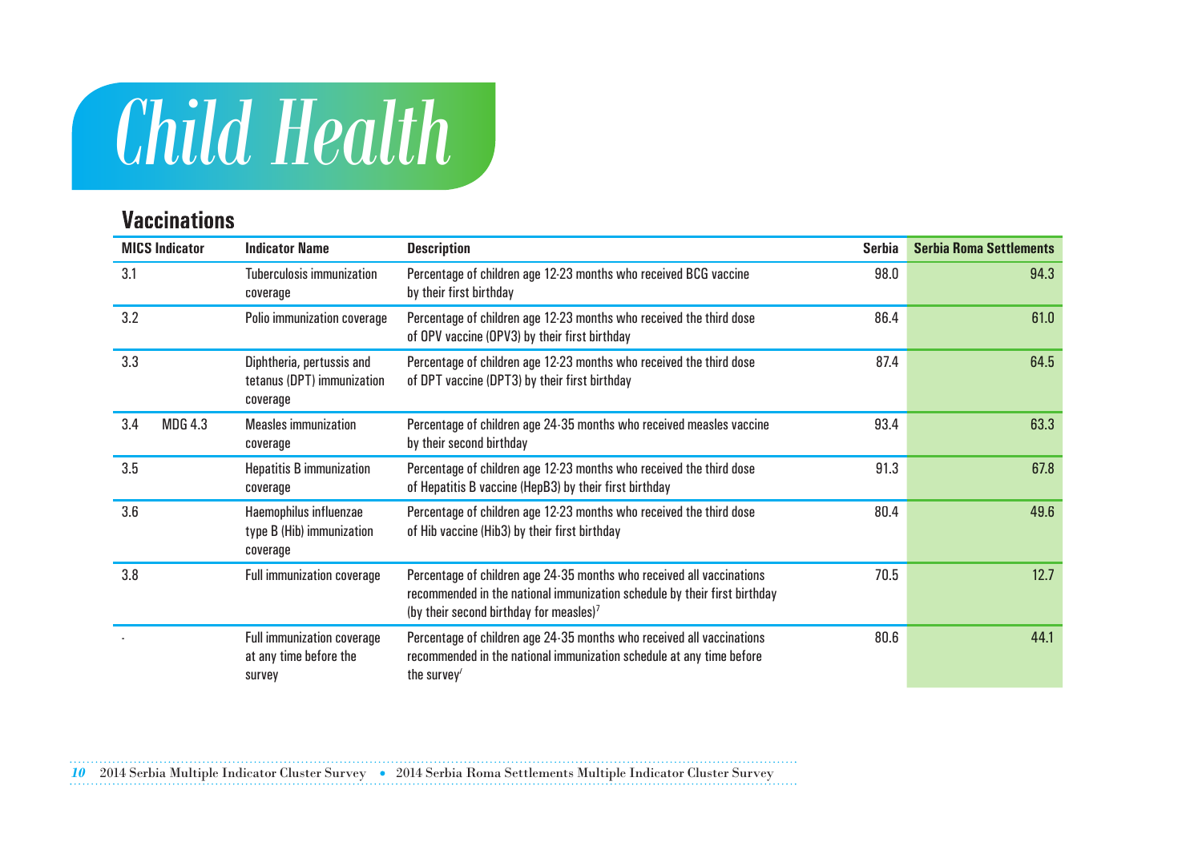# Child Health

## Vaccinations

| MICS Indicator | | Indicator Name | Description | Serbia | Serbia Roma Settlements |
|---|---|---|---|---|---|
| 3.1 | | Tuberculosis immunization coverage | Percentage of children age 12-23 months who received BCG vaccine by their first birthday | 98.0 | 94.3 |
| 3.2 | | Polio immunization coverage | Percentage of children age 12-23 months who received the third dose of OPV vaccine (OPV3) by their first birthday | 86.4 | 61.0 |
| 3.3 | | Diphtheria, pertussis and tetanus (DPT) immunization coverage | Percentage of children age 12-23 months who received the third dose of DPT vaccine (DPT3) by their first birthday | 87.4 | 64.5 |
| 3.4 | MDG 4.3 | Measles immunization coverage | Percentage of children age 24-35 months who received measles vaccine by their second birthday | 93.4 | 63.3 |
| 3.5 | | Hepatitis B immunization coverage | Percentage of children age 12-23 months who received the third dose of Hepatitis B vaccine (HepB3) by their first birthday | 91.3 | 67.8 |
| 3.6 | | Haemophilus influenzae type B (Hib) immunization coverage | Percentage of children age 12-23 months who received the third dose of Hib vaccine (Hib3) by their first birthday | 80.4 | 49.6 |
| 3.8 | | Full immunization coverage | Percentage of children age 24-35 months who received all vaccinations recommended in the national immunization schedule by their first birthday (by their second birthday for measles)[7] | 70.5 | 12.7 |
| - | | Full immunization coverage at any time before the survey | Percentage of children age 24-35 months who received all vaccinations recommended in the national immunization schedule at any time before the survey[7] | 80.6 | 44.1 |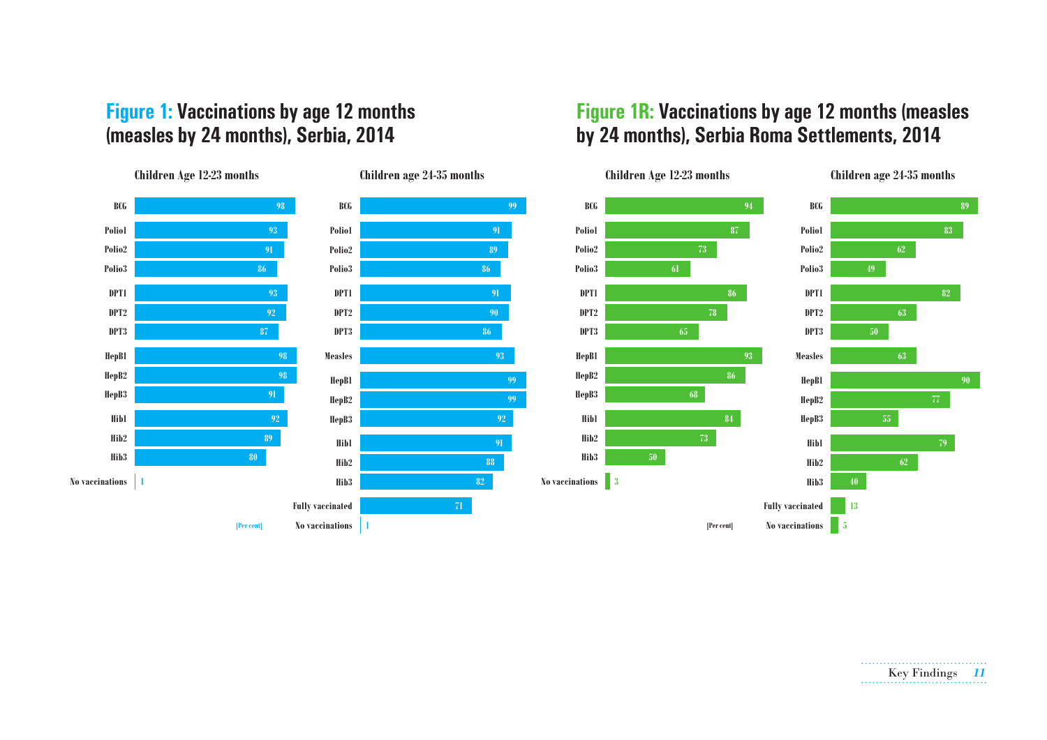## Figure 1: Vaccinations by age 12 months (measles by 24 months), Serbia, 2014

**Children Age 12-23 months**

| Vaccine | Per cent |
|---|---|
| BCG | 98 |
| Polio1 | 93 |
| Polio2 | 91 |
| Polio3 | 86 |
| DPT1 | 93 |
| DPT2 | 92 |
| DPT3 | 87 |
| HepB1 | 98 |
| HepB2 | 98 |
| HepB3 | 91 |
| Hib1 | 92 |
| Hib2 | 89 |
| Hib3 | 80 |
| No vaccinations | 1 |

**Children age 24-35 months**

| Vaccine | Per cent |
|---|---|
| BCG | 99 |
| Polio1 | 91 |
| Polio2 | 89 |
| Polio3 | 86 |
| DPT1 | 91 |
| DPT2 | 90 |
| DPT3 | 86 |
| Measles | 93 |
| HepB1 | 99 |
| HepB2 | 99 |
| HepB3 | 92 |
| Hib1 | 91 |
| Hib2 | 88 |
| Hib3 | 82 |
| Fully vaccinated | 71 |
| No vaccinations | 1 |

[Per cent]

## Figure 1R: Vaccinations by age 12 months (measles by 24 months), Serbia Roma Settlements, 2014

**Children Age 12-23 months**

| Vaccine | Per cent |
|---|---|
| BCG | 94 |
| Polio1 | 87 |
| Polio2 | 73 |
| Polio3 | 61 |
| DPT1 | 86 |
| DPT2 | 78 |
| DPT3 | 65 |
| HepB1 | 93 |
| HepB2 | 86 |
| HepB3 | 68 |
| Hib1 | 84 |
| Hib2 | 73 |
| Hib3 | 50 |
| No vaccinations | 3 |

**Children age 24-35 months**

| Vaccine | Per cent |
|---|---|
| BCG | 89 |
| Polio1 | 83 |
| Polio2 | 62 |
| Polio3 | 49 |
| DPT1 | 82 |
| DPT2 | 63 |
| DPT3 | 50 |
| Measles | 63 |
| HepB1 | 90 |
| HepB2 | 77 |
| HepB3 | 55 |
| Hib1 | 79 |
| Hib2 | 62 |
| Hib3 | 40 |
| Fully vaccinated | 13 |
| No vaccinations | 5 |

[Per cent]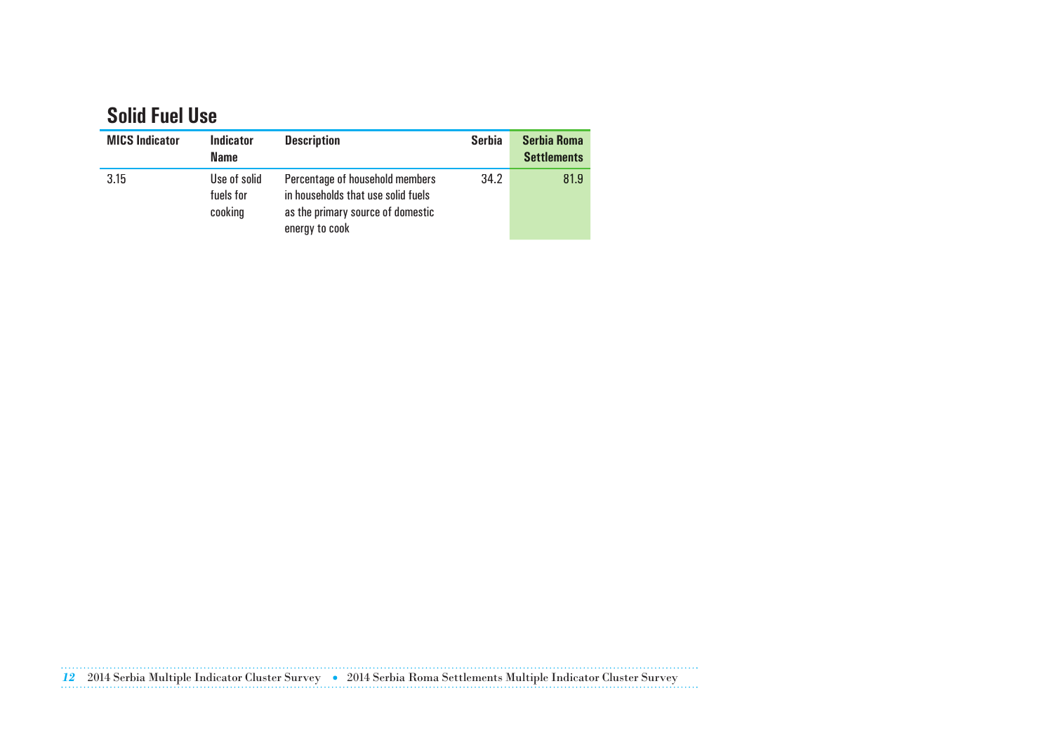## Solid Fuel Use

| MICS Indicator | Indicator Name | Description | Serbia | Serbia Roma Settlements |
|---|---|---|---|---|
| 3.15 | Use of solid fuels for cooking | Percentage of household members in households that use solid fuels as the primary source of domestic energy to cook | 34.2 | 81.9 |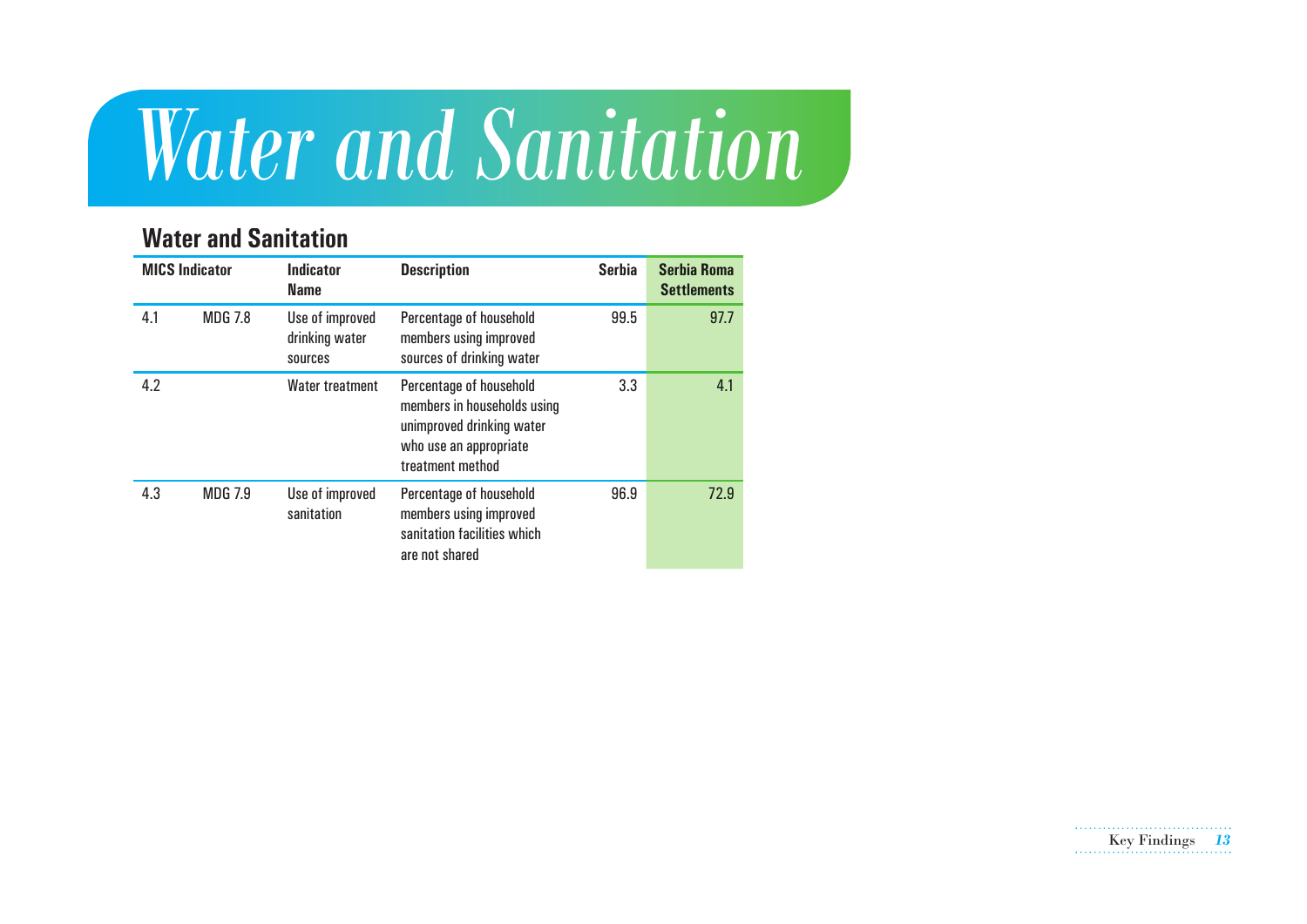# Water and Sanitation

## Water and Sanitation

| MICS Indicator | | Indicator Name | Description | Serbia | Serbia Roma Settlements |
|---|---|---|---|---|---|
| 4.1 | MDG 7.8 | Use of improved drinking water sources | Percentage of household members using improved sources of drinking water | 99.5 | 97.7 |
| 4.2 | | Water treatment | Percentage of household members in households using unimproved drinking water who use an appropriate treatment method | 3.3 | 4.1 |
| 4.3 | MDG 7.9 | Use of improved sanitation | Percentage of household members using improved sanitation facilities which are not shared | 96.9 | 72.9 |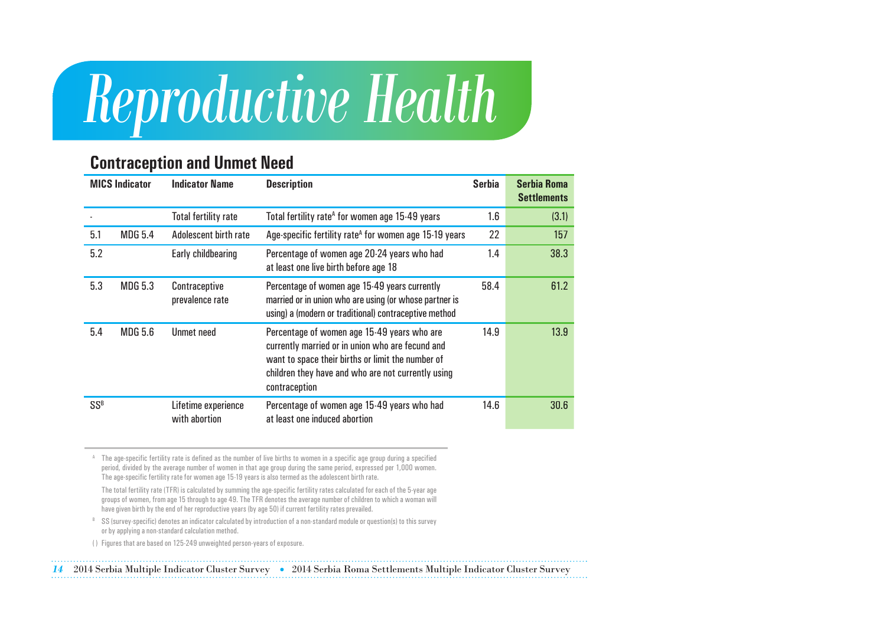# Reproductive Health

## Contraception and Unmet Need

| MICS Indicator | | Indicator Name | Description | Serbia | Serbia Roma Settlements |
|---|---|---|---|---|---|
| - | | Total fertility rate | Total fertility rate[A] for women age 15-49 years | 1.6 | (3.1) |
| 5.1 | MDG 5.4 | Adolescent birth rate | Age-specific fertility rate[A] for women age 15-19 years | 22 | 157 |
| 5.2 | | Early childbearing | Percentage of women age 20-24 years who had at least one live birth before age 18 | 1.4 | 38.3 |
| 5.3 | MDG 5.3 | Contraceptive prevalence rate | Percentage of women age 15-49 years currently married or in union who are using (or whose partner is using) a (modern or traditional) contraceptive method | 58.4 | 61.2 |
| 5.4 | MDG 5.6 | Unmet need | Percentage of women age 15-49 years who are currently married or in union who are fecund and want to space their births or limit the number of children they have and who are not currently using contraception | 14.9 | 13.9 |
| SS[B] | | Lifetime experience with abortion | Percentage of women age 15-49 years who had at least one induced abortion | 14.6 | 30.6 |

[A] The age-specific fertility rate is defined as the number of live births to women in a specific age group during a specified period, divided by the average number of women in that age group during the same period, expressed per 1,000 women. The age-specific fertility rate for women age 15-19 years is also termed as the adolescent birth rate.

The total fertility rate (TFR) is calculated by summing the age-specific fertility rates calculated for each of the 5-year age groups of women, from age 15 through to age 49. The TFR denotes the average number of children to which a woman will have given birth by the end of her reproductive years (by age 50) if current fertility rates prevailed.

[B] SS (survey-specific) denotes an indicator calculated by introduction of a non-standard module or question(s) to this survey or by applying a non-standard calculation method.

( ) Figures that are based on 125-249 unweighted person-years of exposure.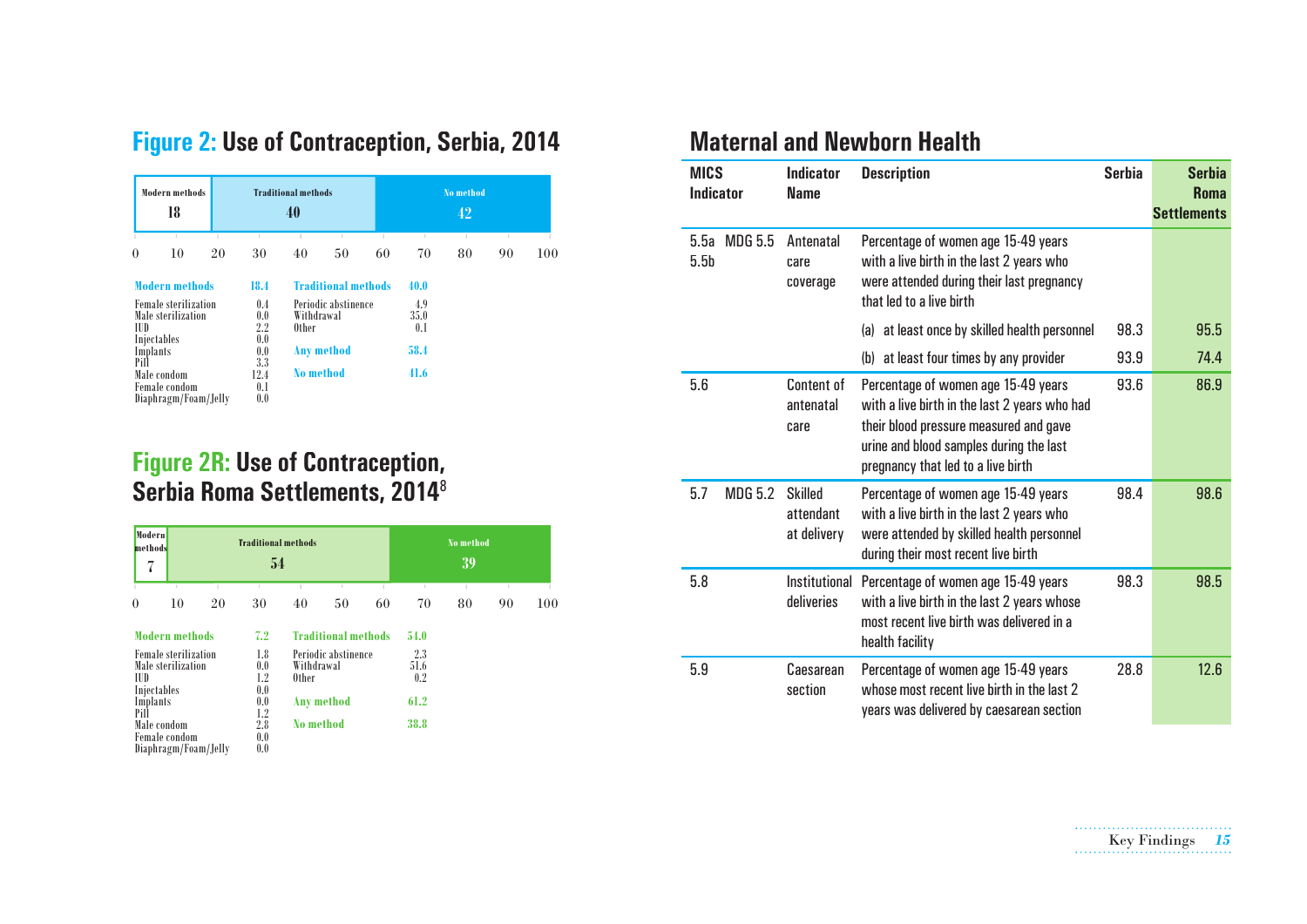## Figure 2: Use of Contraception, Serbia, 2014

| Modern methods | Traditional methods | No method |
|---|---|---|
| 18 | 40 | 42 |

| Modern methods | 18.4 | Traditional methods | 40.0 |
|---|---|---|---|
| Female sterilization | 0.4 | Periodic abstinence | 4.9 |
| Male sterilization | 0.0 | Withdrawal | 35.0 |
| IUD | 2.2 | Other | 0.1 |
| Injectables | 0.0 | | |
| Implants | 0.0 | Any method | 58.4 |
| Pill | 3.3 | | |
| Male condom | 12.4 | No method | 41.6 |
| Female condom | 0.1 | | |
| Diaphragm/Foam/Jelly | 0.0 | | |

## Figure 2R: Use of Contraception, Serbia Roma Settlements, 2014[8]

| Modern methods | Traditional methods | No method |
|---|---|---|
| 7 | 54 | 39 |

| Modern methods | 7.2 | Traditional methods | 54.0 |
|---|---|---|---|
| Female sterilization | 1.8 | Periodic abstinence | 2.3 |
| Male sterilization | 0.0 | Withdrawal | 51.6 |
| IUD | 1.2 | Other | 0.2 |
| Injectables | 0.0 | | |
| Implants | 0.0 | Any method | 61.2 |
| Pill | 1.2 | | |
| Male condom | 2.8 | No method | 38.8 |
| Female condom | 0.0 | | |
| Diaphragm/Foam/Jelly | 0.0 | | |

## Maternal and Newborn Health

| MICS Indicator | | Indicator Name | Description | Serbia | Serbia Roma Settlements |
|---|---|---|---|---|---|
| 5.5a 5.5b | MDG 5.5 | Antenatal care coverage | Percentage of women age 15-49 years with a live birth in the last 2 years who were attended during their last pregnancy that led to a live birth | | |
| | | | (a) at least once by skilled health personnel | 98.3 | 95.5 |
| | | | (b) at least four times by any provider | 93.9 | 74.4 |
| 5.6 | | Content of antenatal care | Percentage of women age 15-49 years with a live birth in the last 2 years who had their blood pressure measured and gave urine and blood samples during the last pregnancy that led to a live birth | 93.6 | 86.9 |
| 5.7 | MDG 5.2 | Skilled attendant at delivery | Percentage of women age 15-49 years with a live birth in the last 2 years who were attended by skilled health personnel during their most recent live birth | 98.4 | 98.6 |
| 5.8 | | Institutional deliveries | Percentage of women age 15-49 years with a live birth in the last 2 years whose most recent live birth was delivered in a health facility | 98.3 | 98.5 |
| 5.9 | | Caesarean section | Percentage of women age 15-49 years whose most recent live birth in the last 2 years was delivered by caesarean section | 28.8 | 12.6 |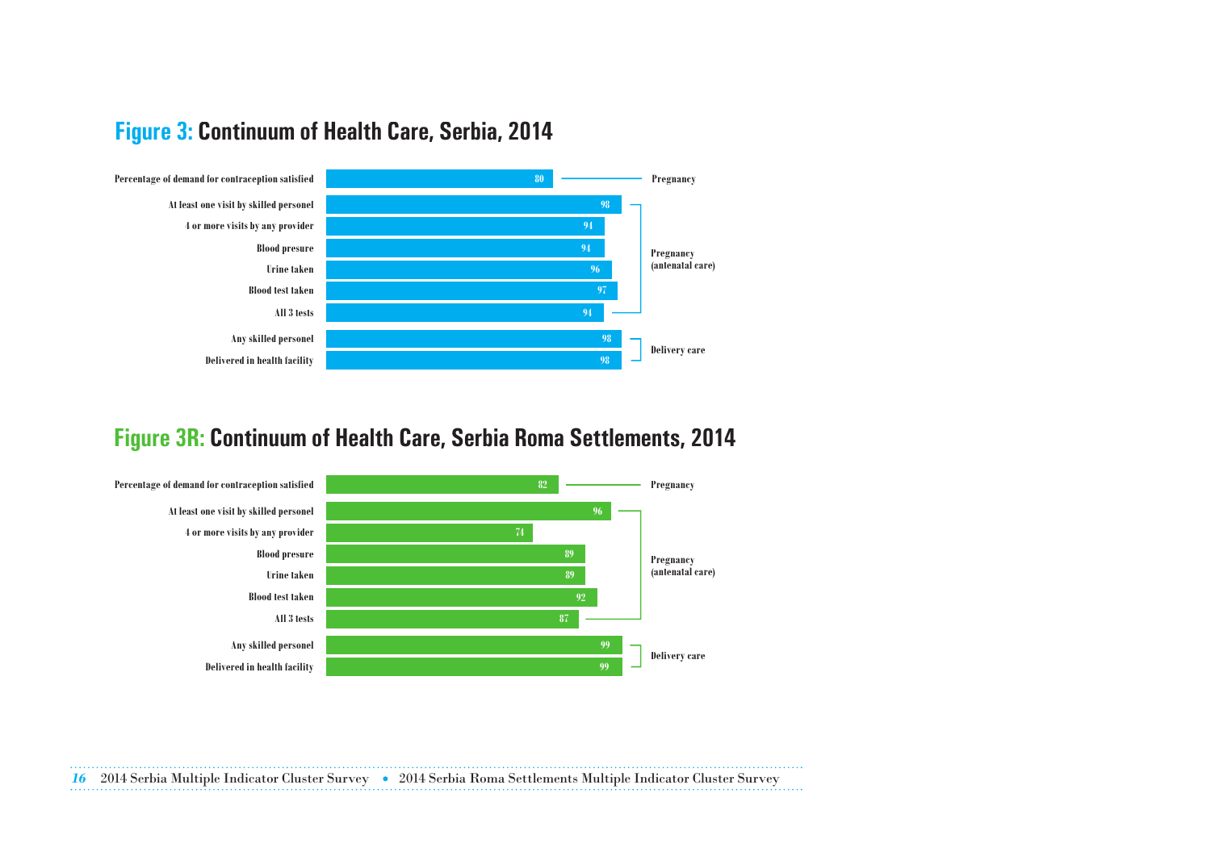## Figure 3: Continuum of Health Care, Serbia, 2014

| Indicator | Value | Group |
| --- | --- | --- |
| Percentage of demand for contraception satisfied | 80 | Pregnancy |
| At least one visit by skilled personel | 98 | Pregnancy (antenatal care) |
| 4 or more visits by any provider | 94 | Pregnancy (antenatal care) |
| Blood presure | 94 | Pregnancy (antenatal care) |
| Urine taken | 96 | Pregnancy (antenatal care) |
| Blood test taken | 97 | Pregnancy (antenatal care) |
| All 3 tests | 94 | Pregnancy (antenatal care) |
| Any skilled personel | 98 | Delivery care |
| Delivered in health facility | 98 | Delivery care |

## Figure 3R: Continuum of Health Care, Serbia Roma Settlements, 2014

| Indicator | Value | Group |
| --- | --- | --- |
| Percentage of demand for contraception satisfied | 82 | Pregnancy |
| At least one visit by skilled personel | 96 | Pregnancy (antenatal care) |
| 4 or more visits by any provider | 74 | Pregnancy (antenatal care) |
| Blood presure | 89 | Pregnancy (antenatal care) |
| Urine taken | 89 | Pregnancy (antenatal care) |
| Blood test taken | 92 | Pregnancy (antenatal care) |
| All 3 tests | 87 | Pregnancy (antenatal care) |
| Any skilled personel | 99 | Delivery care |
| Delivered in health facility | 99 | Delivery care |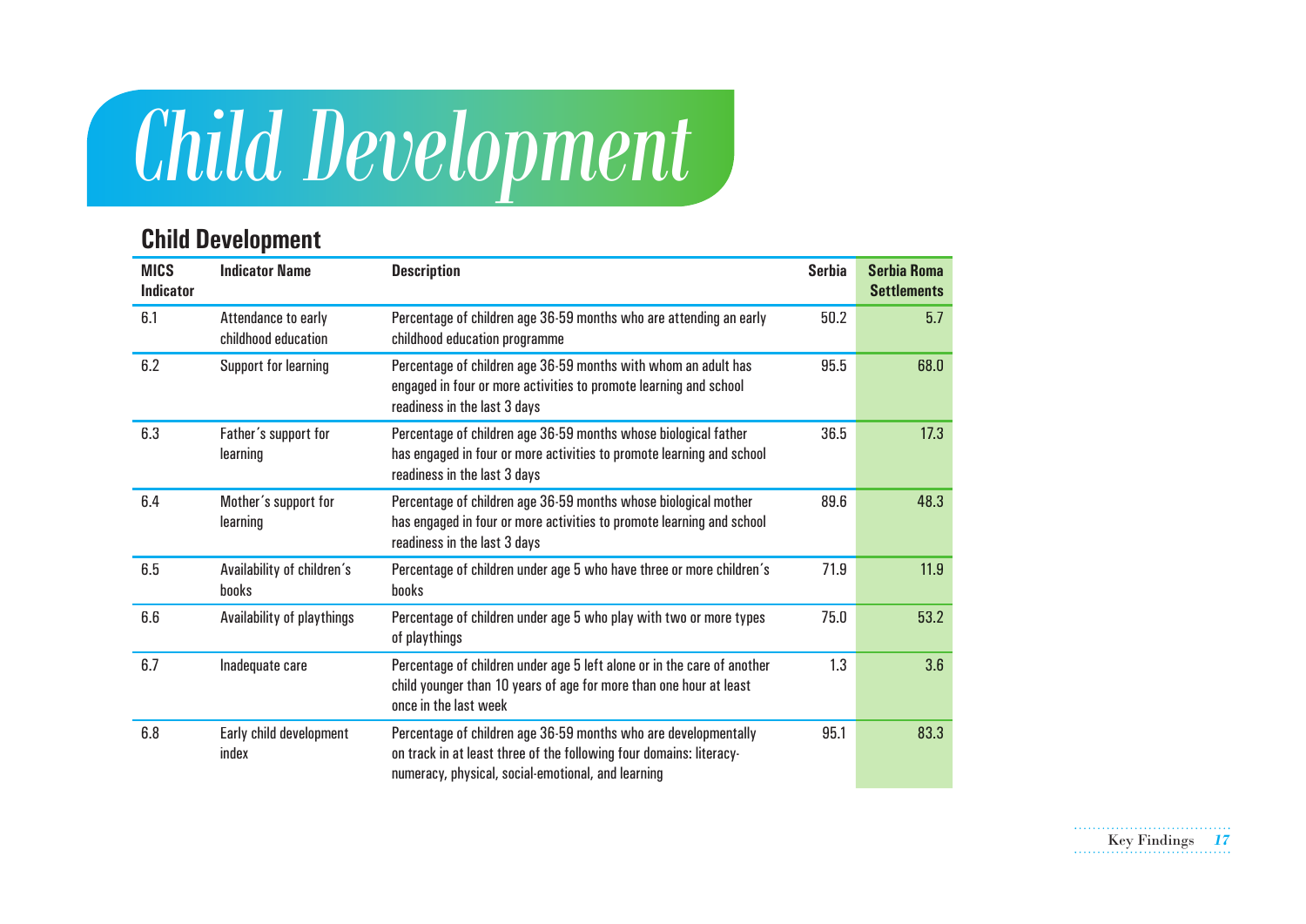# Child Development

## Child Development

| MICS Indicator | Indicator Name | Description | Serbia | Serbia Roma Settlements |
|---|---|---|---|---|
| 6.1 | Attendance to early childhood education | Percentage of children age 36-59 months who are attending an early childhood education programme | 50.2 | 5.7 |
| 6.2 | Support for learning | Percentage of children age 36-59 months with whom an adult has engaged in four or more activities to promote learning and school readiness in the last 3 days | 95.5 | 68.0 |
| 6.3 | Father´s support for learning | Percentage of children age 36-59 months whose biological father has engaged in four or more activities to promote learning and school readiness in the last 3 days | 36.5 | 17.3 |
| 6.4 | Mother´s support for learning | Percentage of children age 36-59 months whose biological mother has engaged in four or more activities to promote learning and school readiness in the last 3 days | 89.6 | 48.3 |
| 6.5 | Availability of children´s books | Percentage of children under age 5 who have three or more children´s books | 71.9 | 11.9 |
| 6.6 | Availability of playthings | Percentage of children under age 5 who play with two or more types of playthings | 75.0 | 53.2 |
| 6.7 | Inadequate care | Percentage of children under age 5 left alone or in the care of another child younger than 10 years of age for more than one hour at least once in the last week | 1.3 | 3.6 |
| 6.8 | Early child development index | Percentage of children age 36-59 months who are developmentally on track in at least three of the following four domains: literacy-numeracy, physical, social-emotional, and learning | 95.1 | 83.3 |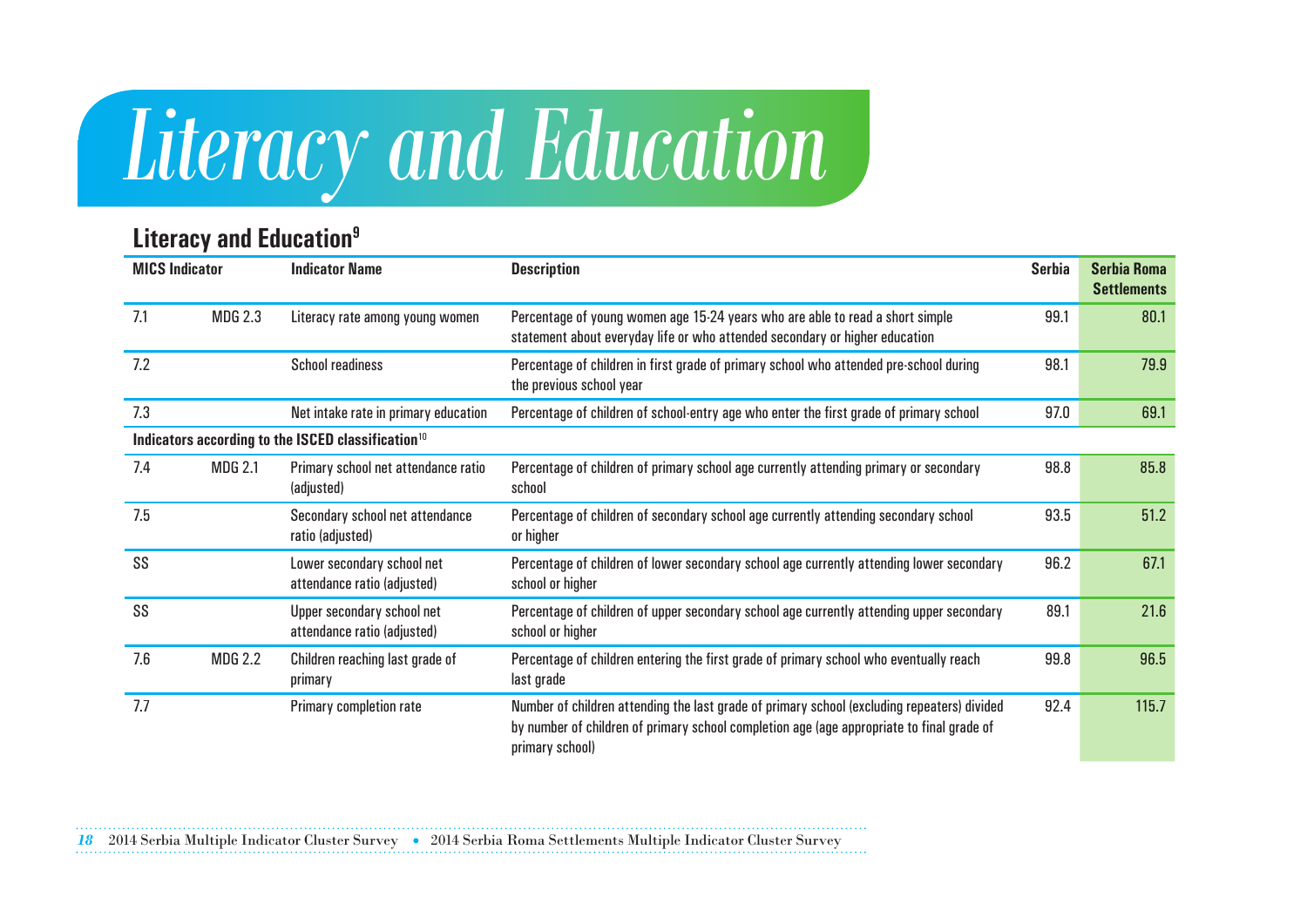# Literacy and Education

## Literacy and Education[9]

| MICS Indicator | | Indicator Name | Description | Serbia | Serbia Roma Settlements |
|---|---|---|---|---|---|
| 7.1 | MDG 2.3 | Literacy rate among young women | Percentage of young women age 15-24 years who are able to read a short simple statement about everyday life or who attended secondary or higher education | 99.1 | 80.1 |
| 7.2 | | School readiness | Percentage of children in first grade of primary school who attended pre-school during the previous school year | 98.1 | 79.9 |
| 7.3 | | Net intake rate in primary education | Percentage of children of school-entry age who enter the first grade of primary school | 97.0 | 69.1 |
| **Indicators according to the ISCED classification[10]** | | | | | |
| 7.4 | MDG 2.1 | Primary school net attendance ratio (adjusted) | Percentage of children of primary school age currently attending primary or secondary school | 98.8 | 85.8 |
| 7.5 | | Secondary school net attendance ratio (adjusted) | Percentage of children of secondary school age currently attending secondary school or higher | 93.5 | 51.2 |
| SS | | Lower secondary school net attendance ratio (adjusted) | Percentage of children of lower secondary school age currently attending lower secondary school or higher | 96.2 | 67.1 |
| SS | | Upper secondary school net attendance ratio (adjusted) | Percentage of children of upper secondary school age currently attending upper secondary school or higher | 89.1 | 21.6 |
| 7.6 | MDG 2.2 | Children reaching last grade of primary | Percentage of children entering the first grade of primary school who eventually reach last grade | 99.8 | 96.5 |
| 7.7 | | Primary completion rate | Number of children attending the last grade of primary school (excluding repeaters) divided by number of children of primary school completion age (age appropriate to final grade of primary school) | 92.4 | 115.7 |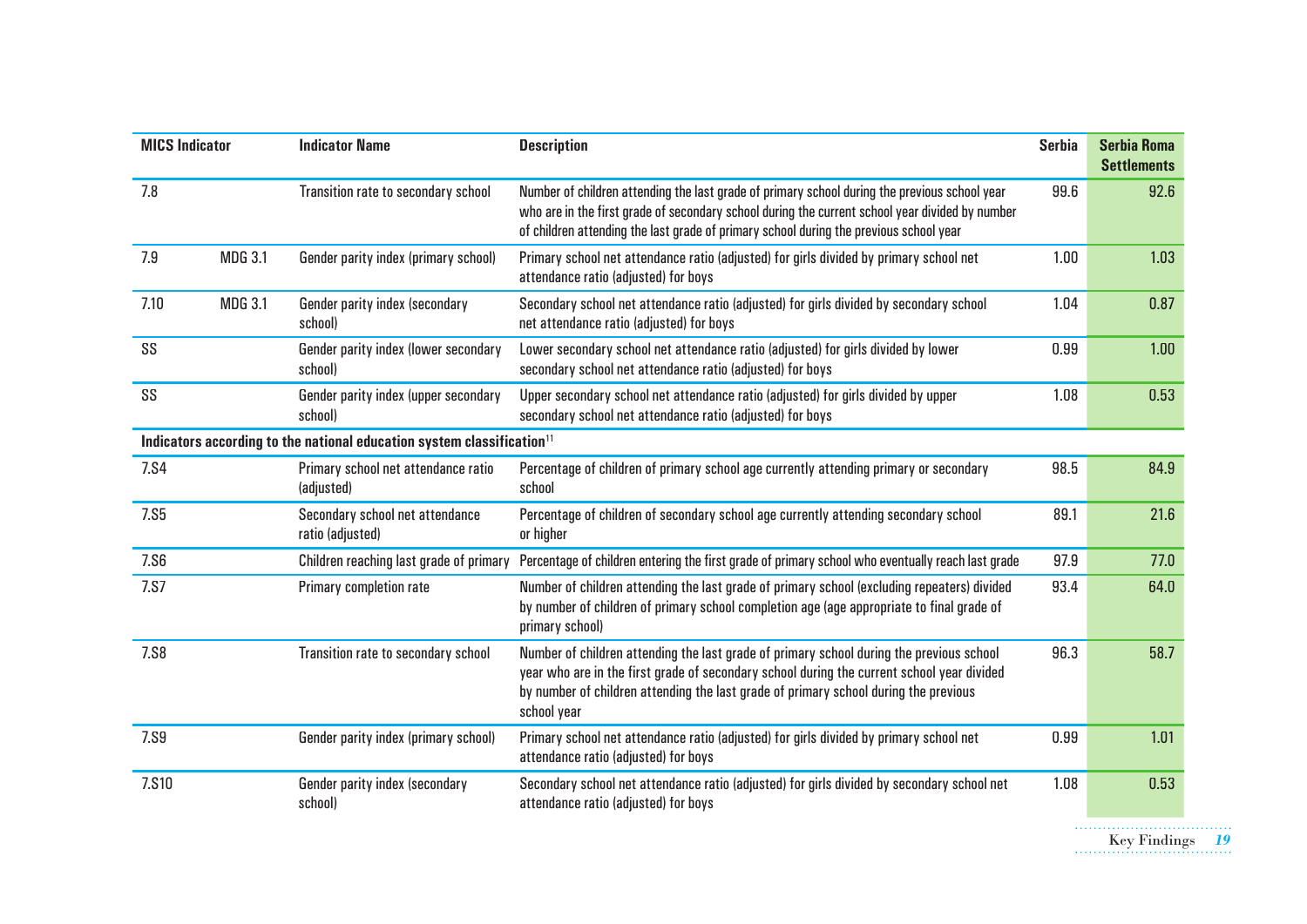| MICS Indicator | | Indicator Name | Description | Serbia | Serbia Roma Settlements |
|---|---|---|---|---|---|
| 7.8 | | Transition rate to secondary school | Number of children attending the last grade of primary school during the previous school year who are in the first grade of secondary school during the current school year divided by number of children attending the last grade of primary school during the previous school year | 99.6 | 92.6 |
| 7.9 | MDG 3.1 | Gender parity index (primary school) | Primary school net attendance ratio (adjusted) for girls divided by primary school net attendance ratio (adjusted) for boys | 1.00 | 1.03 |
| 7.10 | MDG 3.1 | Gender parity index (secondary school) | Secondary school net attendance ratio (adjusted) for girls divided by secondary school net attendance ratio (adjusted) for boys | 1.04 | 0.87 |
| SS | | Gender parity index (lower secondary school) | Lower secondary school net attendance ratio (adjusted) for girls divided by lower secondary school net attendance ratio (adjusted) for boys | 0.99 | 1.00 |
| SS | | Gender parity index (upper secondary school) | Upper secondary school net attendance ratio (adjusted) for girls divided by upper secondary school net attendance ratio (adjusted) for boys | 1.08 | 0.53 |
| **Indicators according to the national education system classification[11]** | | | | | |
| 7.S4 | | Primary school net attendance ratio (adjusted) | Percentage of children of primary school age currently attending primary or secondary school | 98.5 | 84.9 |
| 7.S5 | | Secondary school net attendance ratio (adjusted) | Percentage of children of secondary school age currently attending secondary school or higher | 89.1 | 21.6 |
| 7.S6 | | Children reaching last grade of primary | Percentage of children entering the first grade of primary school who eventually reach last grade | 97.9 | 77.0 |
| 7.S7 | | Primary completion rate | Number of children attending the last grade of primary school (excluding repeaters) divided by number of children of primary school completion age (age appropriate to final grade of primary school) | 93.4 | 64.0 |
| 7.S8 | | Transition rate to secondary school | Number of children attending the last grade of primary school during the previous school year who are in the first grade of secondary school during the current school year divided by number of children attending the last grade of primary school during the previous school year | 96.3 | 58.7 |
| 7.S9 | | Gender parity index (primary school) | Primary school net attendance ratio (adjusted) for girls divided by primary school net attendance ratio (adjusted) for boys | 0.99 | 1.01 |
| 7.S10 | | Gender parity index (secondary school) | Secondary school net attendance ratio (adjusted) for girls divided by secondary school net attendance ratio (adjusted) for boys | 1.08 | 0.53 |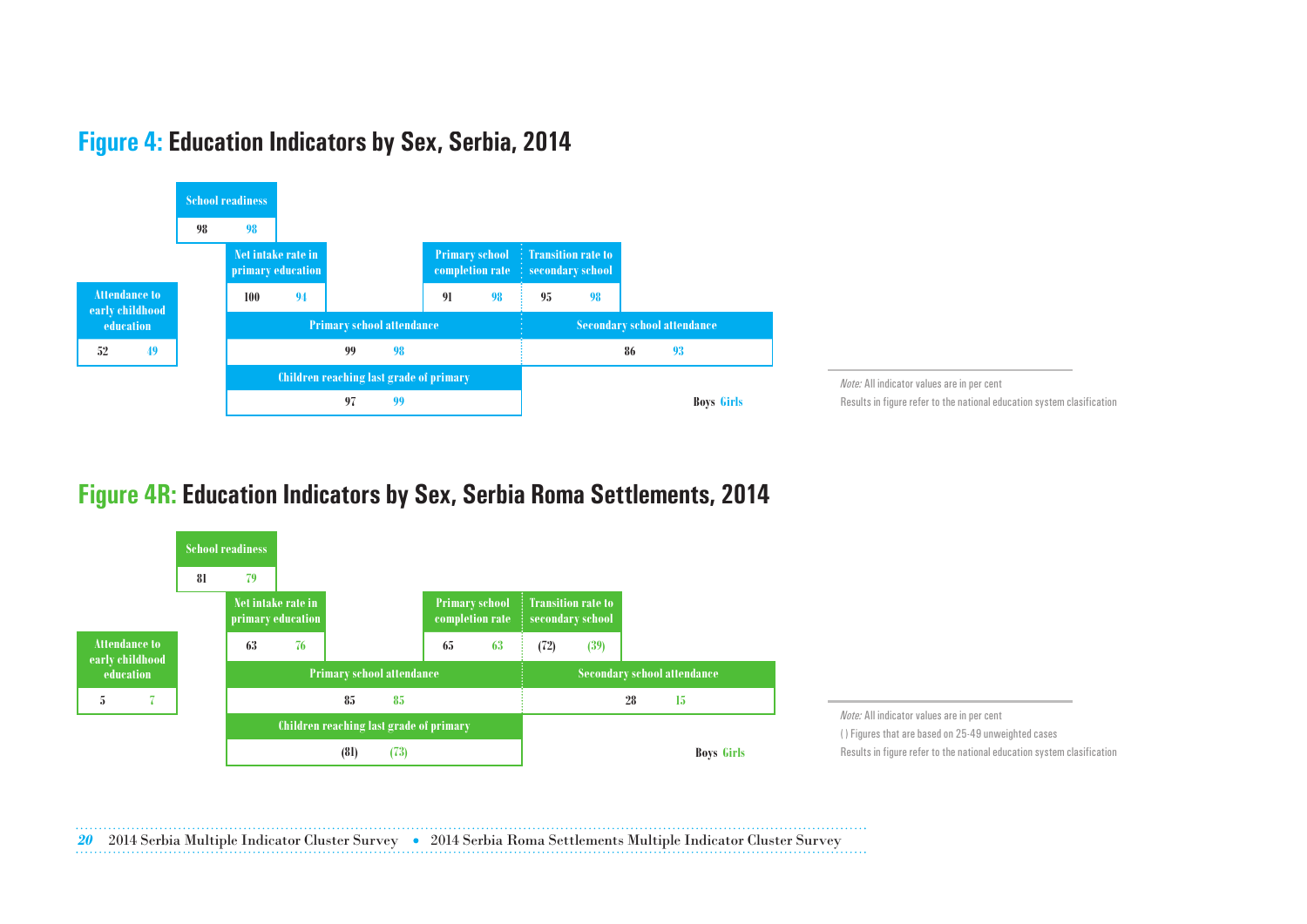## Figure 4: Education Indicators by Sex, Serbia, 2014

| Indicator | Boys | Girls |
|---|---|---|
| Attendance to early childhood education | 52 | 49 |
| School readiness | 98 | 98 |
| Net intake rate in primary education | 100 | 94 |
| Primary school attendance | 99 | 98 |
| Children reaching last grade of primary | 97 | 99 |
| Primary school completion rate | 91 | 98 |
| Transition rate to secondary school | 95 | 98 |
| Secondary school attendance | 86 | 93 |

*Note:* All indicator values are in per cent

Results in figure refer to the national education system clasification

## Figure 4R: Education Indicators by Sex, Serbia Roma Settlements, 2014

| Indicator | Boys | Girls |
|---|---|---|
| Attendance to early childhood education | 5 | 7 |
| School readiness | 81 | 79 |
| Net intake rate in primary education | 63 | 76 |
| Primary school attendance | 85 | 85 |
| Children reaching last grade of primary | (81) | (73) |
| Primary school completion rate | 65 | 63 |
| Transition rate to secondary school | (72) | (39) |
| Secondary school attendance | 28 | 15 |

*Note:* All indicator values are in per cent

( ) Figures that are based on 25-49 unweighted cases

Results in figure refer to the national education system clasification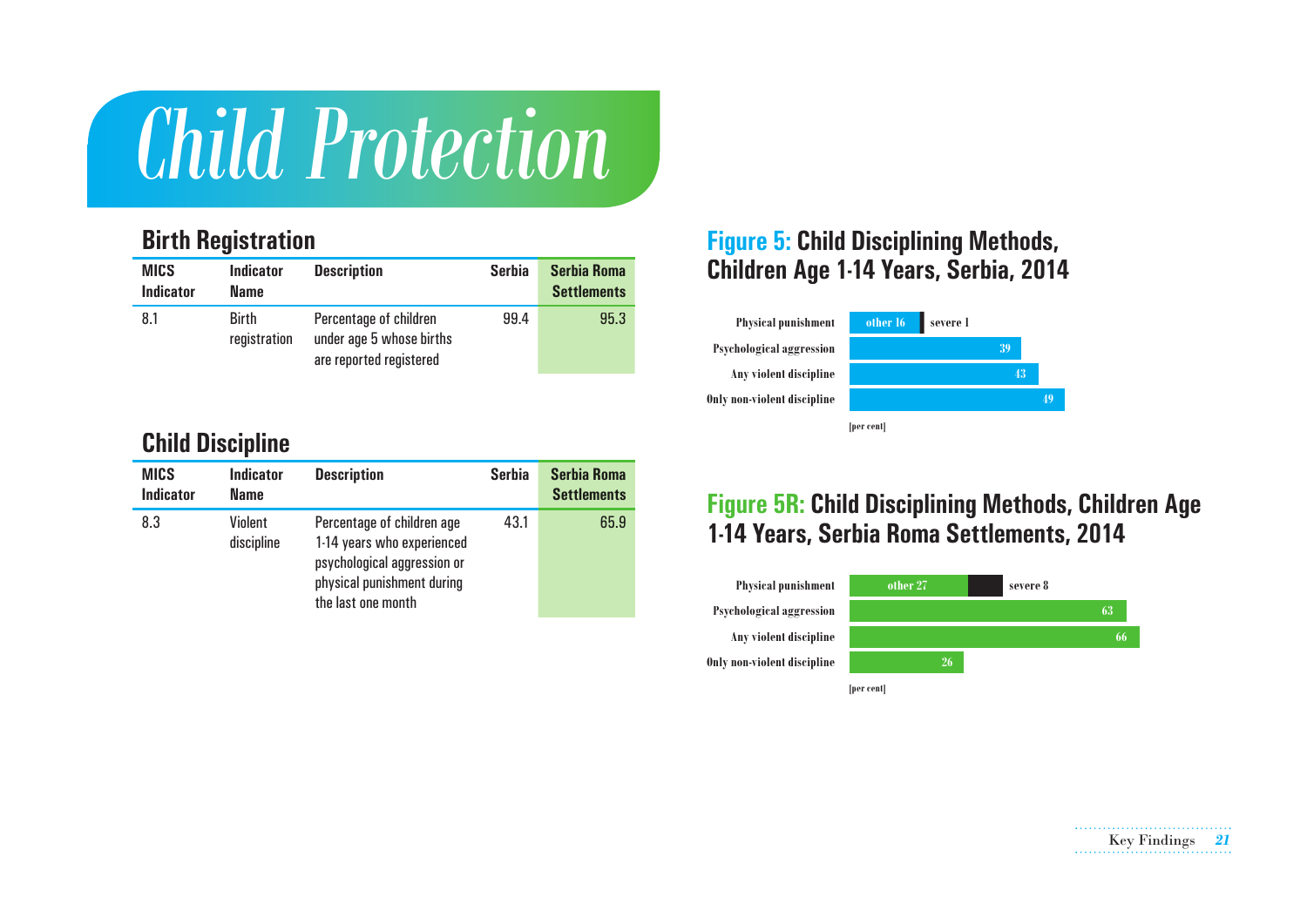# Child Protection

## Birth Registration

| MICS Indicator | Indicator Name | Description | Serbia | Serbia Roma Settlements |
|---|---|---|---|---|
| 8.1 | Birth registration | Percentage of children under age 5 whose births are reported registered | 99.4 | 95.3 |

## Child Discipline

| MICS Indicator | Indicator Name | Description | Serbia | Serbia Roma Settlements |
|---|---|---|---|---|
| 8.3 | Violent discipline | Percentage of children age 1-14 years who experienced psychological aggression or physical punishment during the last one month | 43.1 | 65.9 |

**Figure 5: Child Disciplining Methods, Children Age 1-14 Years, Serbia, 2014**

| | [per cent] |
|---|---|
| Physical punishment | other 16, severe 1 |
| Psychological aggression | 39 |
| Any violent discipline | 43 |
| Only non-violent discipline | 49 |

**Figure 5R: Child Disciplining Methods, Children Age 1-14 Years, Serbia Roma Settlements, 2014**

| | [per cent] |
|---|---|
| Physical punishment | other 27, severe 8 |
| Psychological aggression | 63 |
| Any violent discipline | 66 |
| Only non-violent discipline | 26 |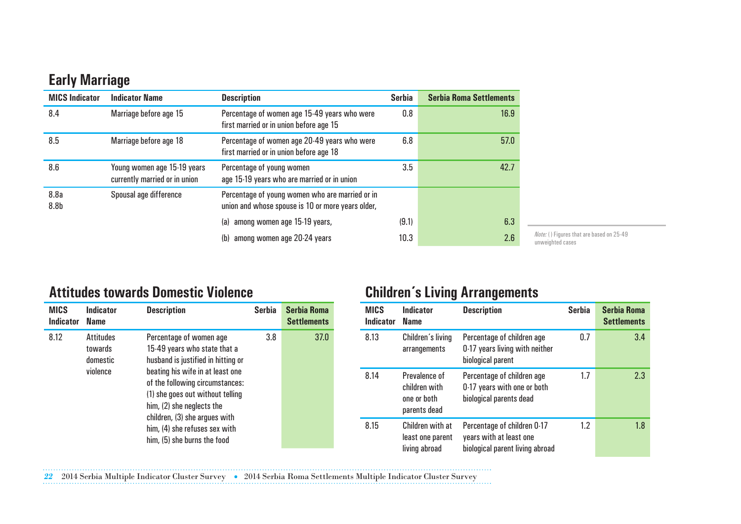## Early Marriage

| MICS Indicator | Indicator Name | Description | Serbia | Serbia Roma Settlements |
|---|---|---|---|---|
| 8.4 | Marriage before age 15 | Percentage of women age 15-49 years who were first married or in union before age 15 | 0.8 | 16.9 |
| 8.5 | Marriage before age 18 | Percentage of women age 20-49 years who were first married or in union before age 18 | 6.8 | 57.0 |
| 8.6 | Young women age 15-19 years currently married or in union | Percentage of young women age 15-19 years who are married or in union | 3.5 | 42.7 |
| 8.8a<br>8.8b | Spousal age difference | Percentage of young women who are married or in union and whose spouse is 10 or more years older, | | |
| | | (a) among women age 15-19 years, | (9.1) | 6.3 |
| | | (b) among women age 20-24 years | 10.3 | 2.6 |

*Note:* ( ) Figures that are based on 25-49 unweighted cases

## Attitudes towards Domestic Violence

| MICS Indicator | Indicator Name | Description | Serbia | Serbia Roma Settlements |
|---|---|---|---|---|
| 8.12 | Attitudes towards domestic violence | Percentage of women age 15-49 years who state that a husband is justified in hitting or beating his wife in at least one of the following circumstances: (1) she goes out without telling him, (2) she neglects the children, (3) she argues with him, (4) she refuses sex with him, (5) she burns the food | 3.8 | 37.0 |

## Children´s Living Arrangements

| MICS Indicator | Indicator Name | Description | Serbia | Serbia Roma Settlements |
|---|---|---|---|---|
| 8.13 | Children´s living arrangements | Percentage of children age 0-17 years living with neither biological parent | 0.7 | 3.4 |
| 8.14 | Prevalence of children with one or both parents dead | Percentage of children age 0-17 years with one or both biological parents dead | 1.7 | 2.3 |
| 8.15 | Children with at least one parent living abroad | Percentage of children 0-17 years with at least one biological parent living abroad | 1.2 | 1.8 |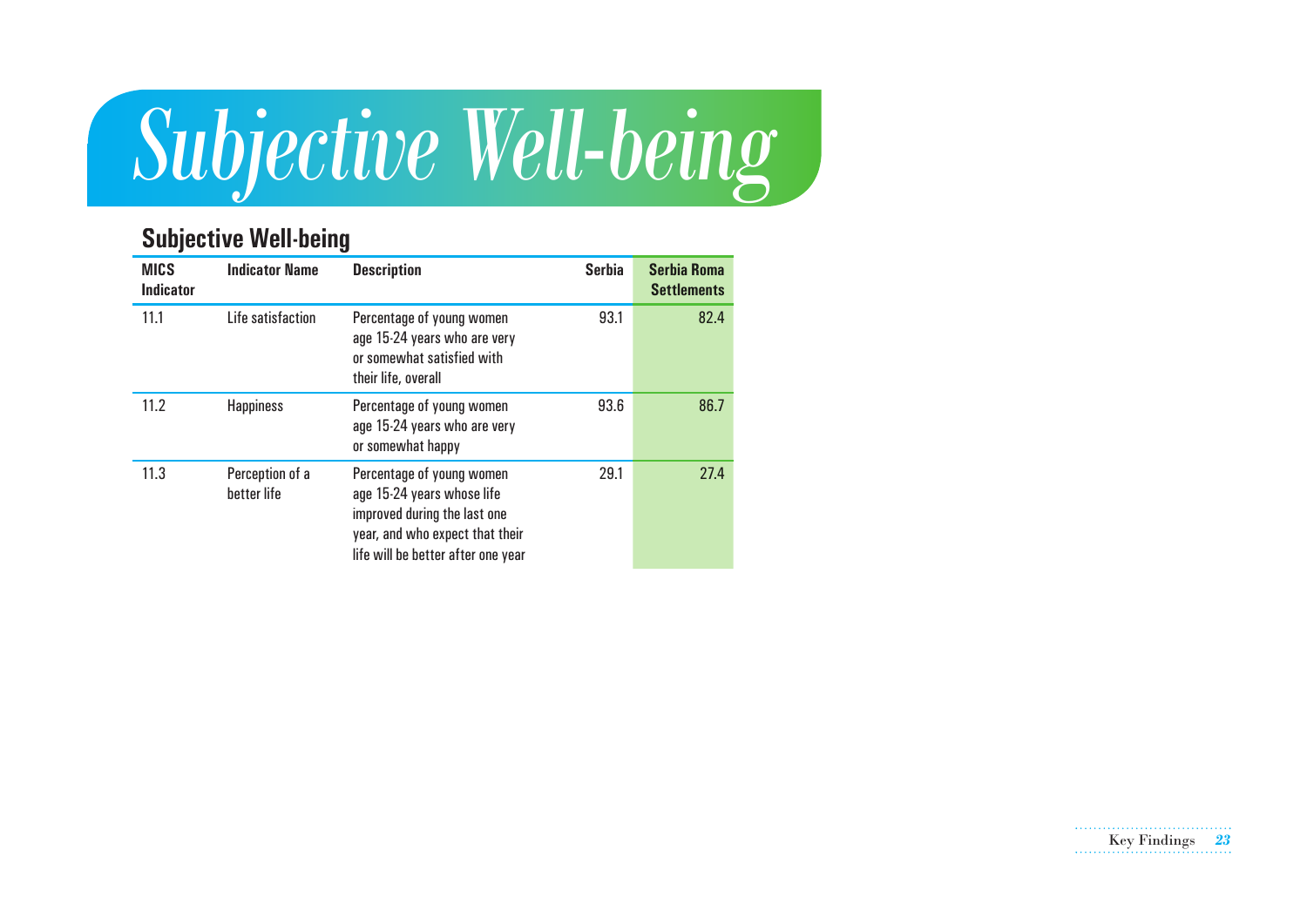# Subjective Well-being

## Subjective Well-being

| MICS Indicator | Indicator Name | Description | Serbia | Serbia Roma Settlements |
|---|---|---|---|---|
| 11.1 | Life satisfaction | Percentage of young women age 15-24 years who are very or somewhat satisfied with their life, overall | 93.1 | 82.4 |
| 11.2 | Happiness | Percentage of young women age 15-24 years who are very or somewhat happy | 93.6 | 86.7 |
| 11.3 | Perception of a better life | Percentage of young women age 15-24 years whose life improved during the last one year, and who expect that their life will be better after one year | 29.1 | 27.4 |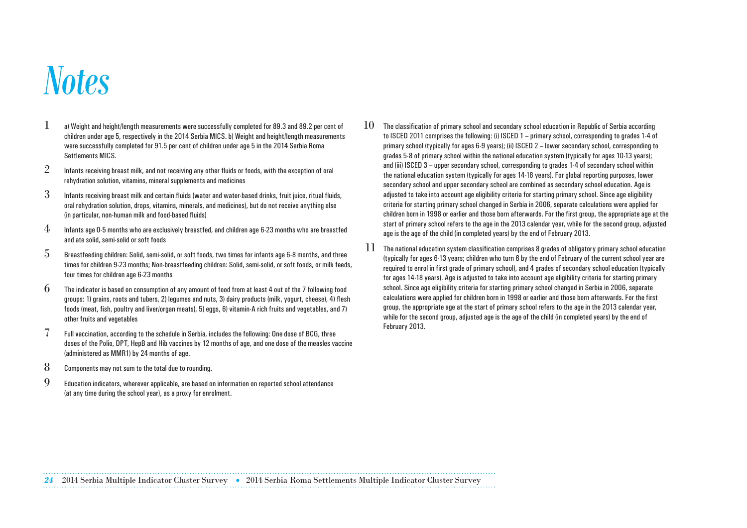# Notes

1. a) Weight and height/length measurements were successfully completed for 89.3 and 89.2 per cent of children under age 5, respectively in the 2014 Serbia MICS. b) Weight and height/length measurements were successfully completed for 91.5 per cent of children under age 5 in the 2014 Serbia Roma Settlements MICS.

2. Infants receiving breast milk, and not receiving any other fluids or foods, with the exception of oral rehydration solution, vitamins, mineral supplements and medicines

3. Infants receiving breast milk and certain fluids (water and water-based drinks, fruit juice, ritual fluids, oral rehydration solution, drops, vitamins, minerals, and medicines), but do not receive anything else (in particular, non-human milk and food-based fluids)

4. Infants age 0-5 months who are exclusively breastfed, and children age 6-23 months who are breastfed and ate solid, semi-solid or soft foods

5. Breastfeeding children: Solid, semi-solid, or soft foods, two times for infants age 6-8 months, and three times for children 9-23 months; Non-breastfeeding children: Solid, semi-solid, or soft foods, or milk feeds, four times for children age 6-23 months

6. The indicator is based on consumption of any amount of food from at least 4 out of the 7 following food groups: 1) grains, roots and tubers, 2) legumes and nuts, 3) dairy products (milk, yogurt, cheese), 4) flesh foods (meat, fish, poultry and liver/organ meats), 5) eggs, 6) vitamin-A rich fruits and vegetables, and 7) other fruits and vegetables

7. Full vaccination, according to the schedule in Serbia, includes the following: One dose of BCG, three doses of the Polio, DPT, HepB and Hib vaccines by 12 months of age, and one dose of the measles vaccine (administered as MMR1) by 24 months of age.

8. Components may not sum to the total due to rounding.

9. Education indicators, wherever applicable, are based on information on reported school attendance (at any time during the school year), as a proxy for enrolment.

10. The classification of primary school and secondary school education in Republic of Serbia according to ISCED 2011 comprises the following: (i) ISCED 1 – primary school, corresponding to grades 1-4 of primary school (typically for ages 6-9 years); (ii) ISCED 2 – lower secondary school, corresponding to grades 5-8 of primary school within the national education system (typically for ages 10-13 years); and (iii) ISCED 3 – upper secondary school, corresponding to grades 1-4 of secondary school within the national education system (typically for ages 14-18 years). For global reporting purposes, lower secondary school and upper secondary school are combined as secondary school education. Age is adjusted to take into account age eligibility criteria for starting primary school. Since age eligibility criteria for starting primary school changed in Serbia in 2006, separate calculations were applied for children born in 1998 or earlier and those born afterwards. For the first group, the appropriate age at the start of primary school refers to the age in the 2013 calendar year, while for the second group, adjusted age is the age of the child (in completed years) by the end of February 2013.

11. The national education system classification comprises 8 grades of obligatory primary school education (typically for ages 6-13 years; children who turn 6 by the end of February of the current school year are required to enrol in first grade of primary school), and 4 grades of secondary school education (typically for ages 14-18 years). Age is adjusted to take into account age eligibility criteria for starting primary school. Since age eligibility criteria for starting primary school changed in Serbia in 2006, separate calculations were applied for children born in 1998 or earlier and those born afterwards. For the first group, the appropriate age at the start of primary school refers to the age in the 2013 calendar year, while for the second group, adjusted age is the age of the child (in completed years) by the end of February 2013.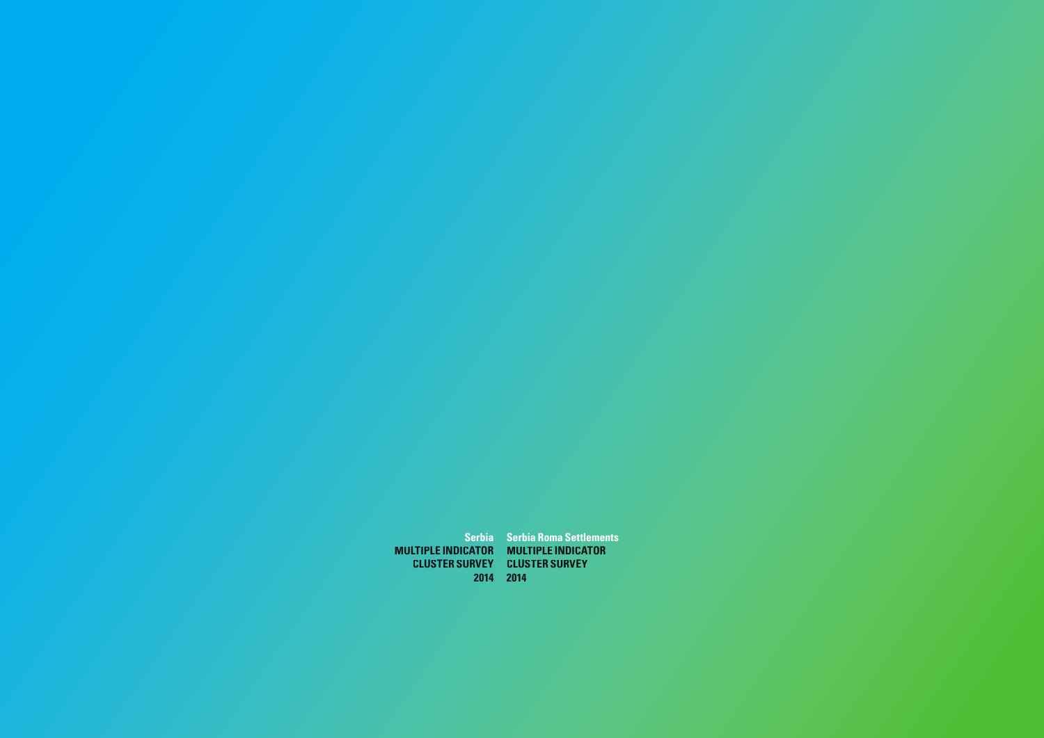Serbia
MULTIPLE INDICATOR
CLUSTER SURVEY
2014

Serbia Roma Settlements
MULTIPLE INDICATOR
CLUSTER SURVEY
2014